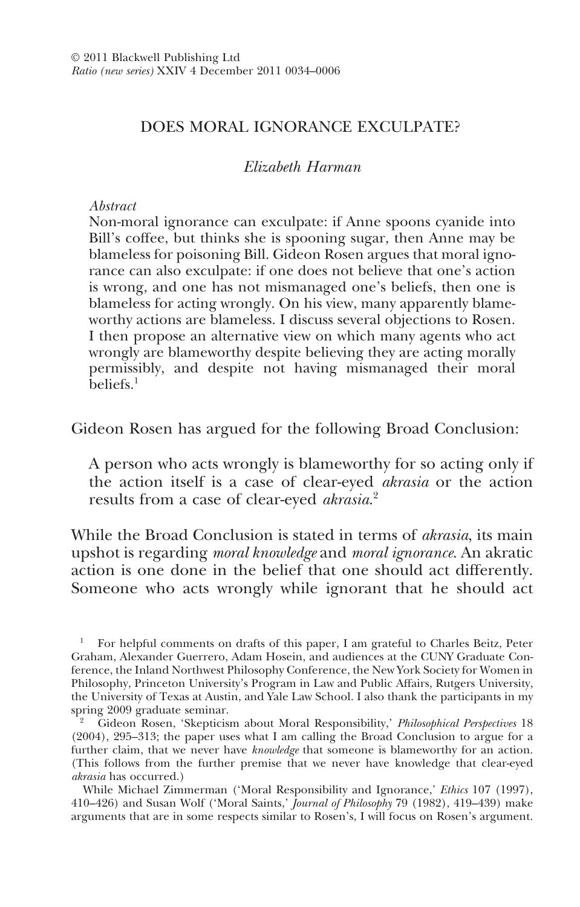© 2011 Blackwell Publishing Ltd
*Ratio (new series)* XXIV 4 December 2011 0034–0006

# DOES MORAL IGNORANCE EXCULPATE?

*Elizabeth Harman*

*Abstract*

Non-moral ignorance can exculpate: if Anne spoons cyanide into Bill's coffee, but thinks she is spooning sugar, then Anne may be blameless for poisoning Bill. Gideon Rosen argues that moral ignorance can also exculpate: if one does not believe that one's action is wrong, and one has not mismanaged one's beliefs, then one is blameless for acting wrongly. On his view, many apparently blameworthy actions are blameless. I discuss several objections to Rosen. I then propose an alternative view on which many agents who act wrongly are blameworthy despite believing they are acting morally permissibly, and despite not having mismanaged their moral beliefs.[1]

Gideon Rosen has argued for the following Broad Conclusion:

> A person who acts wrongly is blameworthy for so acting only if the action itself is a case of clear-eyed *akrasia* or the action results from a case of clear-eyed *akrasia*.[2]

While the Broad Conclusion is stated in terms of *akrasia*, its main upshot is regarding *moral knowledge* and *moral ignorance*. An akratic action is one done in the belief that one should act differently. Someone who acts wrongly while ignorant that he should act

---

[1] For helpful comments on drafts of this paper, I am grateful to Charles Beitz, Peter Graham, Alexander Guerrero, Adam Hosein, and audiences at the CUNY Graduate Conference, the Inland Northwest Philosophy Conference, the New York Society for Women in Philosophy, Princeton University's Program in Law and Public Affairs, Rutgers University, the University of Texas at Austin, and Yale Law School. I also thank the participants in my spring 2009 graduate seminar.

[2] Gideon Rosen, 'Skepticism about Moral Responsibility,' *Philosophical Perspectives* 18 (2004), 295–313; the paper uses what I am calling the Broad Conclusion to argue for a further claim, that we never have *knowledge* that someone is blameworthy for an action. (This follows from the further premise that we never have knowledge that clear-eyed *akrasia* has occurred.)

While Michael Zimmerman ('Moral Responsibility and Ignorance,' *Ethics* 107 (1997), 410–426) and Susan Wolf ('Moral Saints,' *Journal of Philosophy* 79 (1982), 419–439) make arguments that are in some respects similar to Rosen's, I will focus on Rosen's argument.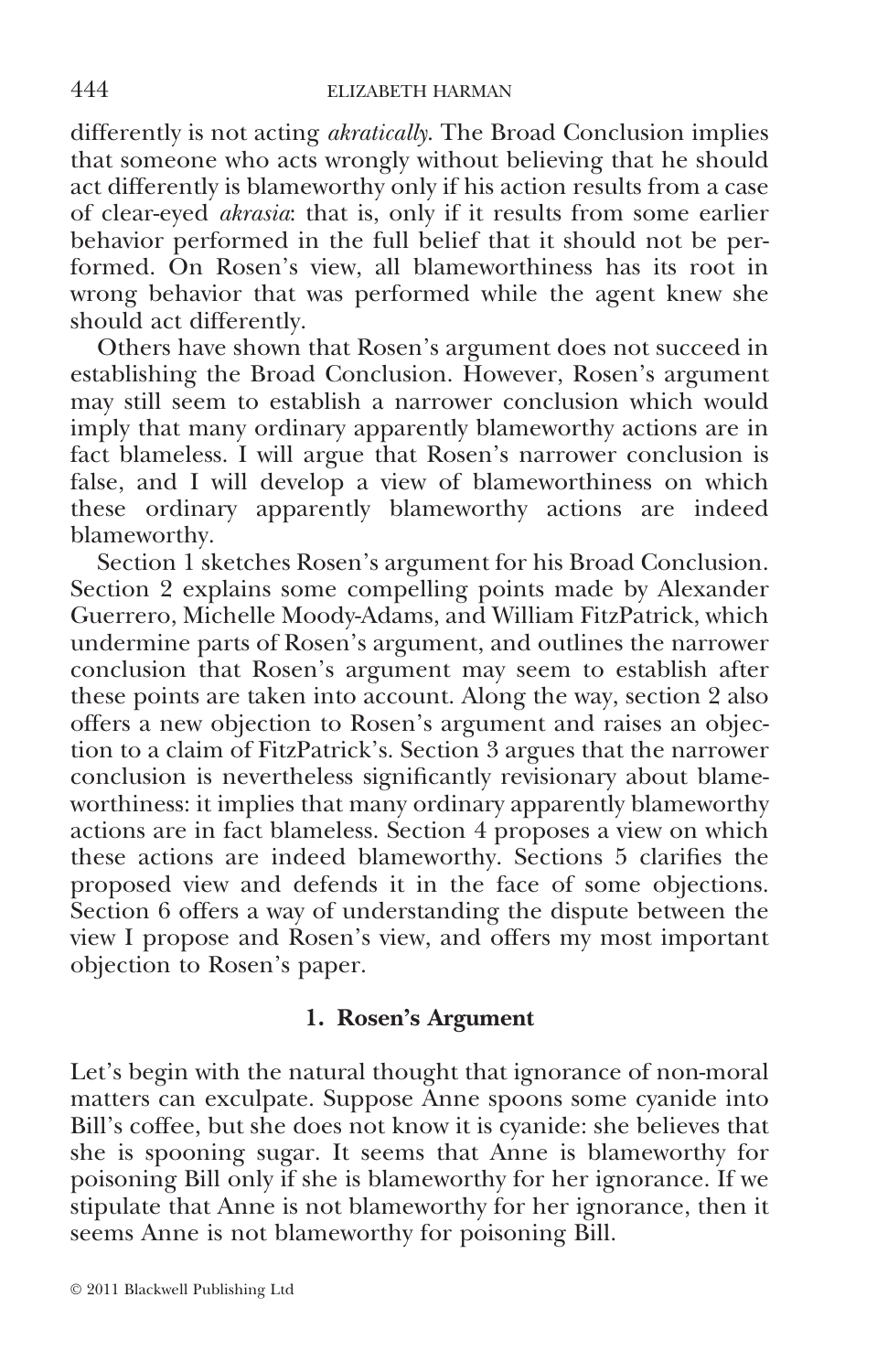differently is not acting *akratically*. The Broad Conclusion implies that someone who acts wrongly without believing that he should act differently is blameworthy only if his action results from a case of clear-eyed *akrasia*: that is, only if it results from some earlier behavior performed in the full belief that it should not be performed. On Rosen's view, all blameworthiness has its root in wrong behavior that was performed while the agent knew she should act differently.

Others have shown that Rosen's argument does not succeed in establishing the Broad Conclusion. However, Rosen's argument may still seem to establish a narrower conclusion which would imply that many ordinary apparently blameworthy actions are in fact blameless. I will argue that Rosen's narrower conclusion is false, and I will develop a view of blameworthiness on which these ordinary apparently blameworthy actions are indeed blameworthy.

Section 1 sketches Rosen's argument for his Broad Conclusion. Section 2 explains some compelling points made by Alexander Guerrero, Michelle Moody-Adams, and William FitzPatrick, which undermine parts of Rosen's argument, and outlines the narrower conclusion that Rosen's argument may seem to establish after these points are taken into account. Along the way, section 2 also offers a new objection to Rosen's argument and raises an objection to a claim of FitzPatrick's. Section 3 argues that the narrower conclusion is nevertheless significantly revisionary about blameworthiness: it implies that many ordinary apparently blameworthy actions are in fact blameless. Section 4 proposes a view on which these actions are indeed blameworthy. Sections 5 clarifies the proposed view and defends it in the face of some objections. Section 6 offers a way of understanding the dispute between the view I propose and Rosen's view, and offers my most important objection to Rosen's paper.

## 1. Rosen's Argument

Let's begin with the natural thought that ignorance of non-moral matters can exculpate. Suppose Anne spoons some cyanide into Bill's coffee, but she does not know it is cyanide: she believes that she is spooning sugar. It seems that Anne is blameworthy for poisoning Bill only if she is blameworthy for her ignorance. If we stipulate that Anne is not blameworthy for her ignorance, then it seems Anne is not blameworthy for poisoning Bill.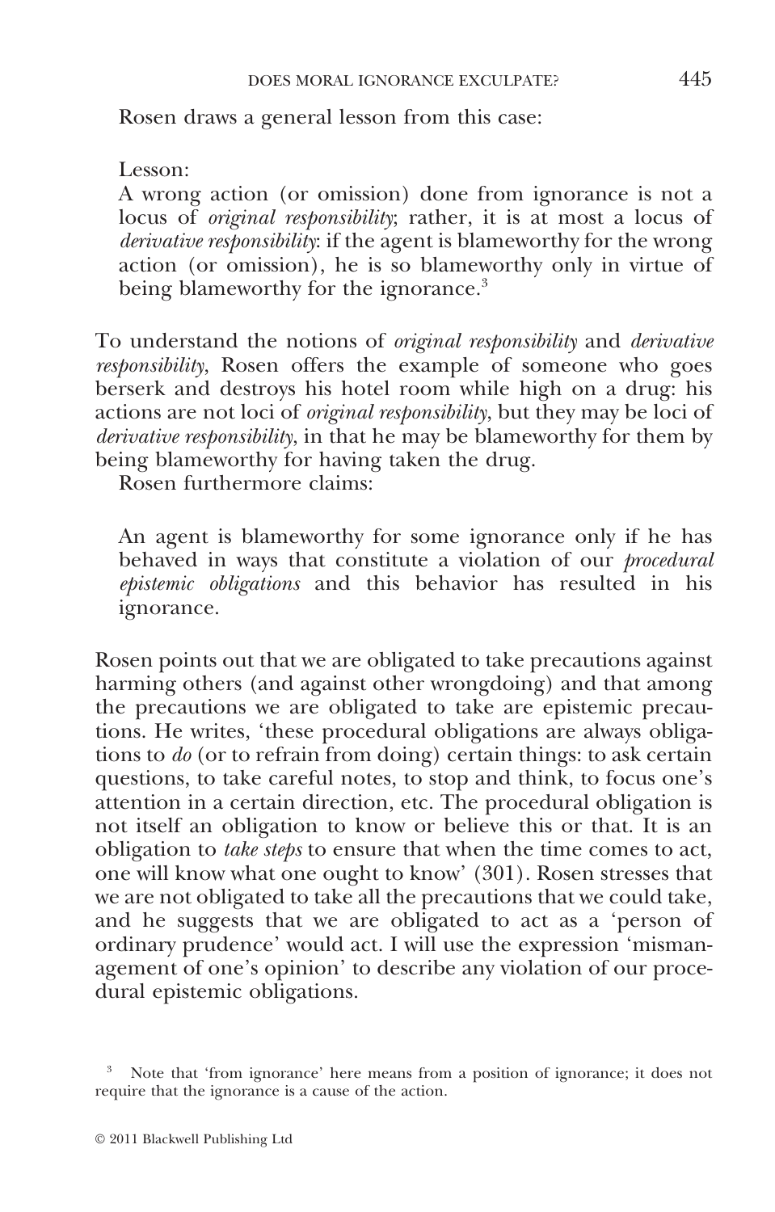Rosen draws a general lesson from this case:

> Lesson:
>
> A wrong action (or omission) done from ignorance is not a locus of *original responsibility*; rather, it is at most a locus of *derivative responsibility*: if the agent is blameworthy for the wrong action (or omission), he is so blameworthy only in virtue of being blameworthy for the ignorance.[3]

To understand the notions of *original responsibility* and *derivative responsibility*, Rosen offers the example of someone who goes berserk and destroys his hotel room while high on a drug: his actions are not loci of *original responsibility*, but they may be loci of *derivative responsibility*, in that he may be blameworthy for them by being blameworthy for having taken the drug.

Rosen furthermore claims:

> An agent is blameworthy for some ignorance only if he has behaved in ways that constitute a violation of our *procedural epistemic obligations* and this behavior has resulted in his ignorance.

Rosen points out that we are obligated to take precautions against harming others (and against other wrongdoing) and that among the precautions we are obligated to take are epistemic precautions. He writes, 'these procedural obligations are always obligations to *do* (or to refrain from doing) certain things: to ask certain questions, to take careful notes, to stop and think, to focus one's attention in a certain direction, etc. The procedural obligation is not itself an obligation to know or believe this or that. It is an obligation to *take steps* to ensure that when the time comes to act, one will know what one ought to know' (301). Rosen stresses that we are not obligated to take all the precautions that we could take, and he suggests that we are obligated to act as a 'person of ordinary prudence' would act. I will use the expression 'mismanagement of one's opinion' to describe any violation of our procedural epistemic obligations.

[3] Note that 'from ignorance' here means from a position of ignorance; it does not require that the ignorance is a cause of the action.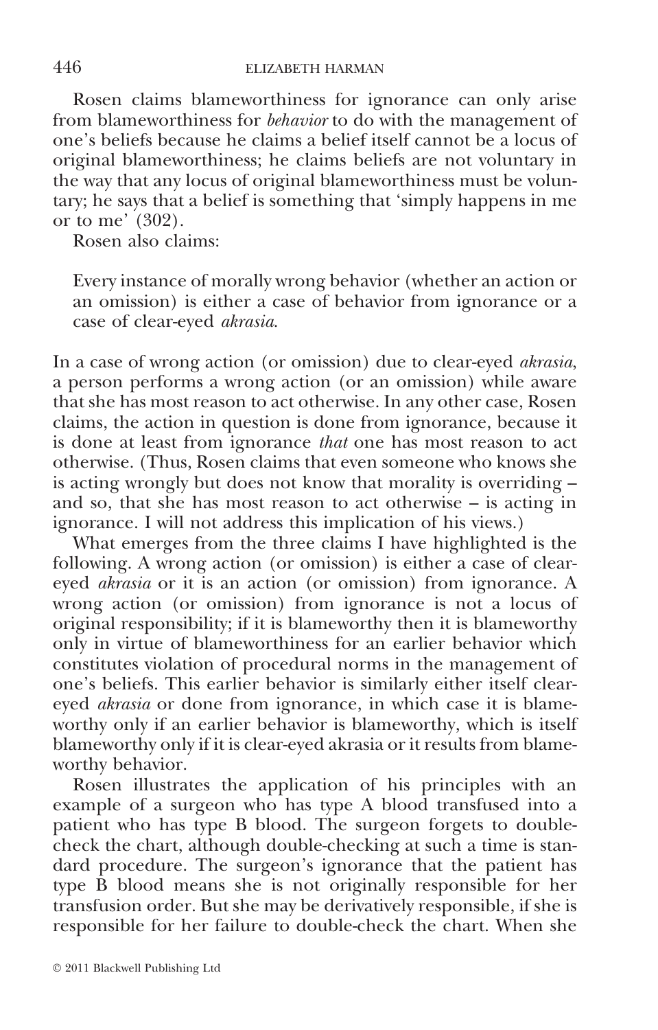Rosen claims blameworthiness for ignorance can only arise from blameworthiness for *behavior* to do with the management of one's beliefs because he claims a belief itself cannot be a locus of original blameworthiness; he claims beliefs are not voluntary in the way that any locus of original blameworthiness must be voluntary; he says that a belief is something that 'simply happens in me or to me' (302).

Rosen also claims:

> Every instance of morally wrong behavior (whether an action or an omission) is either a case of behavior from ignorance or a case of clear-eyed *akrasia*.

In a case of wrong action (or omission) due to clear-eyed *akrasia*, a person performs a wrong action (or an omission) while aware that she has most reason to act otherwise. In any other case, Rosen claims, the action in question is done from ignorance, because it is done at least from ignorance *that* one has most reason to act otherwise. (Thus, Rosen claims that even someone who knows she is acting wrongly but does not know that morality is overriding – and so, that she has most reason to act otherwise – is acting in ignorance. I will not address this implication of his views.)

What emerges from the three claims I have highlighted is the following. A wrong action (or omission) is either a case of clear-eyed *akrasia* or it is an action (or omission) from ignorance. A wrong action (or omission) from ignorance is not a locus of original responsibility; if it is blameworthy then it is blameworthy only in virtue of blameworthiness for an earlier behavior which constitutes violation of procedural norms in the management of one's beliefs. This earlier behavior is similarly either itself clear-eyed *akrasia* or done from ignorance, in which case it is blameworthy only if an earlier behavior is blameworthy, which is itself blameworthy only if it is clear-eyed akrasia or it results from blameworthy behavior.

Rosen illustrates the application of his principles with an example of a surgeon who has type A blood transfused into a patient who has type B blood. The surgeon forgets to double-check the chart, although double-checking at such a time is standard procedure. The surgeon's ignorance that the patient has type B blood means she is not originally responsible for her transfusion order. But she may be derivatively responsible, if she is responsible for her failure to double-check the chart. When she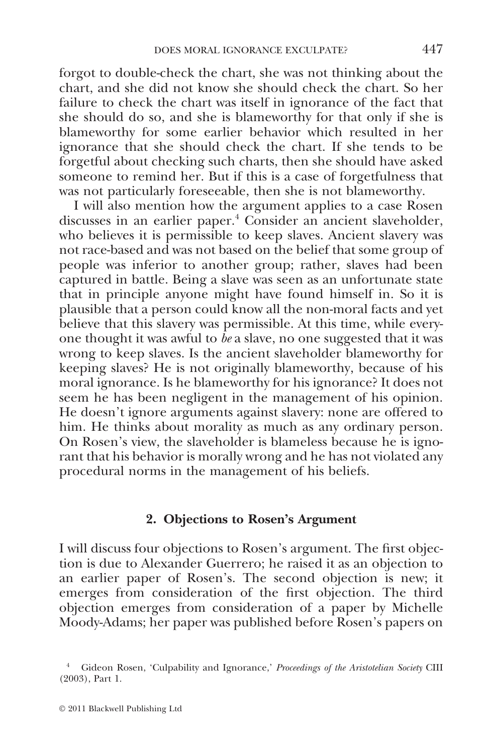forgot to double-check the chart, she was not thinking about the chart, and she did not know she should check the chart. So her failure to check the chart was itself in ignorance of the fact that she should do so, and she is blameworthy for that only if she is blameworthy for some earlier behavior which resulted in her ignorance that she should check the chart. If she tends to be forgetful about checking such charts, then she should have asked someone to remind her. But if this is a case of forgetfulness that was not particularly foreseeable, then she is not blameworthy.

I will also mention how the argument applies to a case Rosen discusses in an earlier paper.[4] Consider an ancient slaveholder, who believes it is permissible to keep slaves. Ancient slavery was not race-based and was not based on the belief that some group of people was inferior to another group; rather, slaves had been captured in battle. Being a slave was seen as an unfortunate state that in principle anyone might have found himself in. So it is plausible that a person could know all the non-moral facts and yet believe that this slavery was permissible. At this time, while everyone thought it was awful to *be* a slave, no one suggested that it was wrong to keep slaves. Is the ancient slaveholder blameworthy for keeping slaves? He is not originally blameworthy, because of his moral ignorance. Is he blameworthy for his ignorance? It does not seem he has been negligent in the management of his opinion. He doesn't ignore arguments against slavery: none are offered to him. He thinks about morality as much as any ordinary person. On Rosen's view, the slaveholder is blameless because he is ignorant that his behavior is morally wrong and he has not violated any procedural norms in the management of his beliefs.

## 2. Objections to Rosen's Argument

I will discuss four objections to Rosen's argument. The first objection is due to Alexander Guerrero; he raised it as an objection to an earlier paper of Rosen's. The second objection is new; it emerges from consideration of the first objection. The third objection emerges from consideration of a paper by Michelle Moody-Adams; her paper was published before Rosen's papers on

[4] Gideon Rosen, 'Culpability and Ignorance,' *Proceedings of the Aristotelian Society* CIII (2003), Part 1.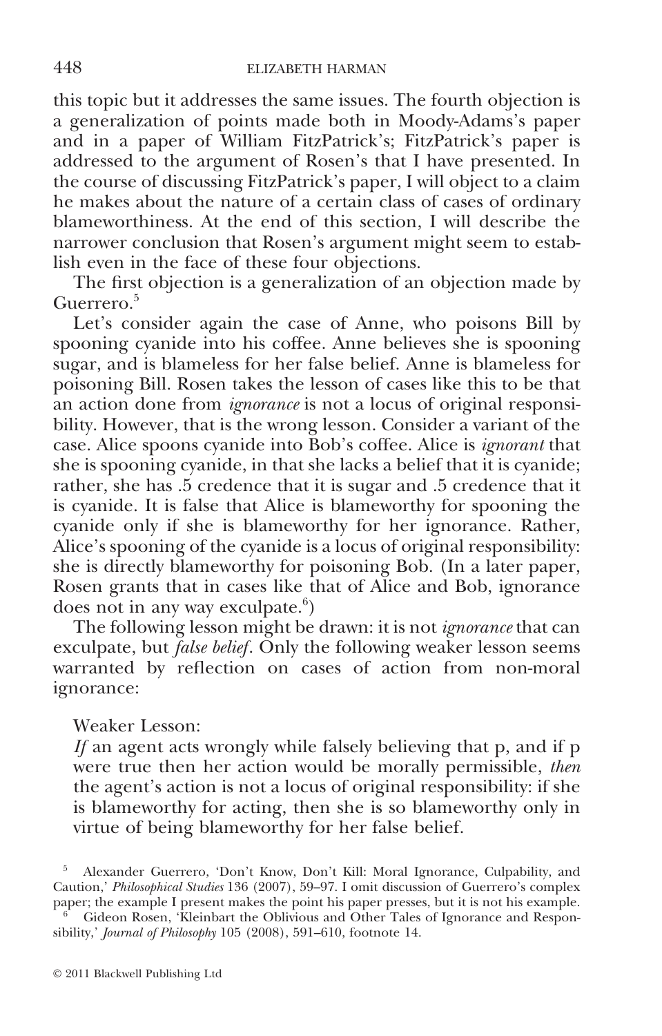this topic but it addresses the same issues. The fourth objection is a generalization of points made both in Moody-Adams's paper and in a paper of William FitzPatrick's; FitzPatrick's paper is addressed to the argument of Rosen's that I have presented. In the course of discussing FitzPatrick's paper, I will object to a claim he makes about the nature of a certain class of cases of ordinary blameworthiness. At the end of this section, I will describe the narrower conclusion that Rosen's argument might seem to establish even in the face of these four objections.

The first objection is a generalization of an objection made by Guerrero.[5]

Let's consider again the case of Anne, who poisons Bill by spooning cyanide into his coffee. Anne believes she is spooning sugar, and is blameless for her false belief. Anne is blameless for poisoning Bill. Rosen takes the lesson of cases like this to be that an action done from *ignorance* is not a locus of original responsibility. However, that is the wrong lesson. Consider a variant of the case. Alice spoons cyanide into Bob's coffee. Alice is *ignorant* that she is spooning cyanide, in that she lacks a belief that it is cyanide; rather, she has .5 credence that it is sugar and .5 credence that it is cyanide. It is false that Alice is blameworthy for spooning the cyanide only if she is blameworthy for her ignorance. Rather, Alice's spooning of the cyanide is a locus of original responsibility: she is directly blameworthy for poisoning Bob. (In a later paper, Rosen grants that in cases like that of Alice and Bob, ignorance does not in any way exculpate.[6])

The following lesson might be drawn: it is not *ignorance* that can exculpate, but *false belief*. Only the following weaker lesson seems warranted by reflection on cases of action from non-moral ignorance:

Weaker Lesson:
*If* an agent acts wrongly while falsely believing that p, and if p were true then her action would be morally permissible, *then* the agent's action is not a locus of original responsibility: if she is blameworthy for acting, then she is so blameworthy only in virtue of being blameworthy for her false belief.

[5] Alexander Guerrero, 'Don't Know, Don't Kill: Moral Ignorance, Culpability, and Caution,' *Philosophical Studies* 136 (2007), 59–97. I omit discussion of Guerrero's complex paper; the example I present makes the point his paper presses, but it is not his example.

[6] Gideon Rosen, 'Kleinbart the Oblivious and Other Tales of Ignorance and Responsibility,' *Journal of Philosophy* 105 (2008), 591–610, footnote 14.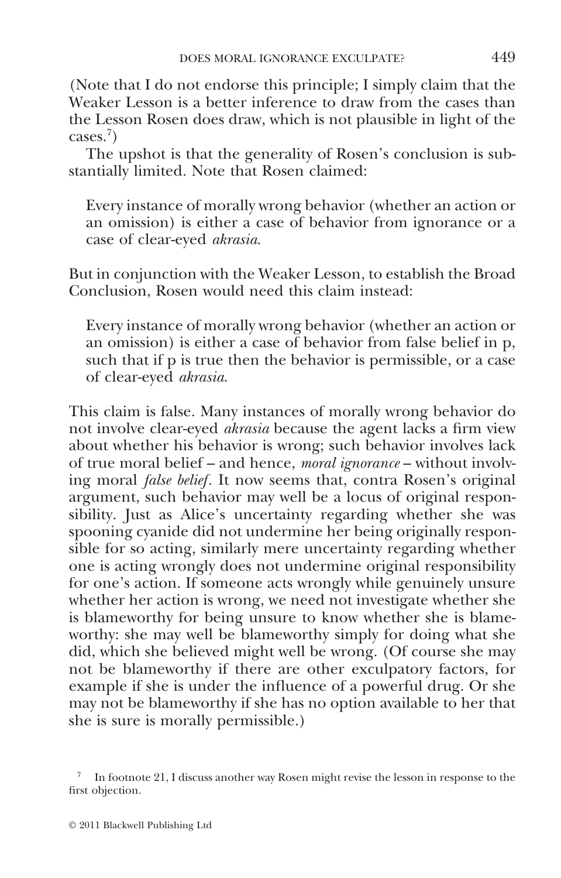(Note that I do not endorse this principle; I simply claim that the Weaker Lesson is a better inference to draw from the cases than the Lesson Rosen does draw, which is not plausible in light of the cases.[7])

The upshot is that the generality of Rosen's conclusion is substantially limited. Note that Rosen claimed:

> Every instance of morally wrong behavior (whether an action or an omission) is either a case of behavior from ignorance or a case of clear-eyed *akrasia*.

But in conjunction with the Weaker Lesson, to establish the Broad Conclusion, Rosen would need this claim instead:

> Every instance of morally wrong behavior (whether an action or an omission) is either a case of behavior from false belief in p, such that if p is true then the behavior is permissible, or a case of clear-eyed *akrasia*.

This claim is false. Many instances of morally wrong behavior do not involve clear-eyed *akrasia* because the agent lacks a firm view about whether his behavior is wrong; such behavior involves lack of true moral belief – and hence, *moral ignorance* – without involving moral *false belief*. It now seems that, contra Rosen's original argument, such behavior may well be a locus of original responsibility. Just as Alice's uncertainty regarding whether she was spooning cyanide did not undermine her being originally responsible for so acting, similarly mere uncertainty regarding whether one is acting wrongly does not undermine original responsibility for one's action. If someone acts wrongly while genuinely unsure whether her action is wrong, we need not investigate whether she is blameworthy for being unsure to know whether she is blameworthy: she may well be blameworthy simply for doing what she did, which she believed might well be wrong. (Of course she may not be blameworthy if there are other exculpatory factors, for example if she is under the influence of a powerful drug. Or she may not be blameworthy if she has no option available to her that she is sure is morally permissible.)

[7] In footnote 21, I discuss another way Rosen might revise the lesson in response to the first objection.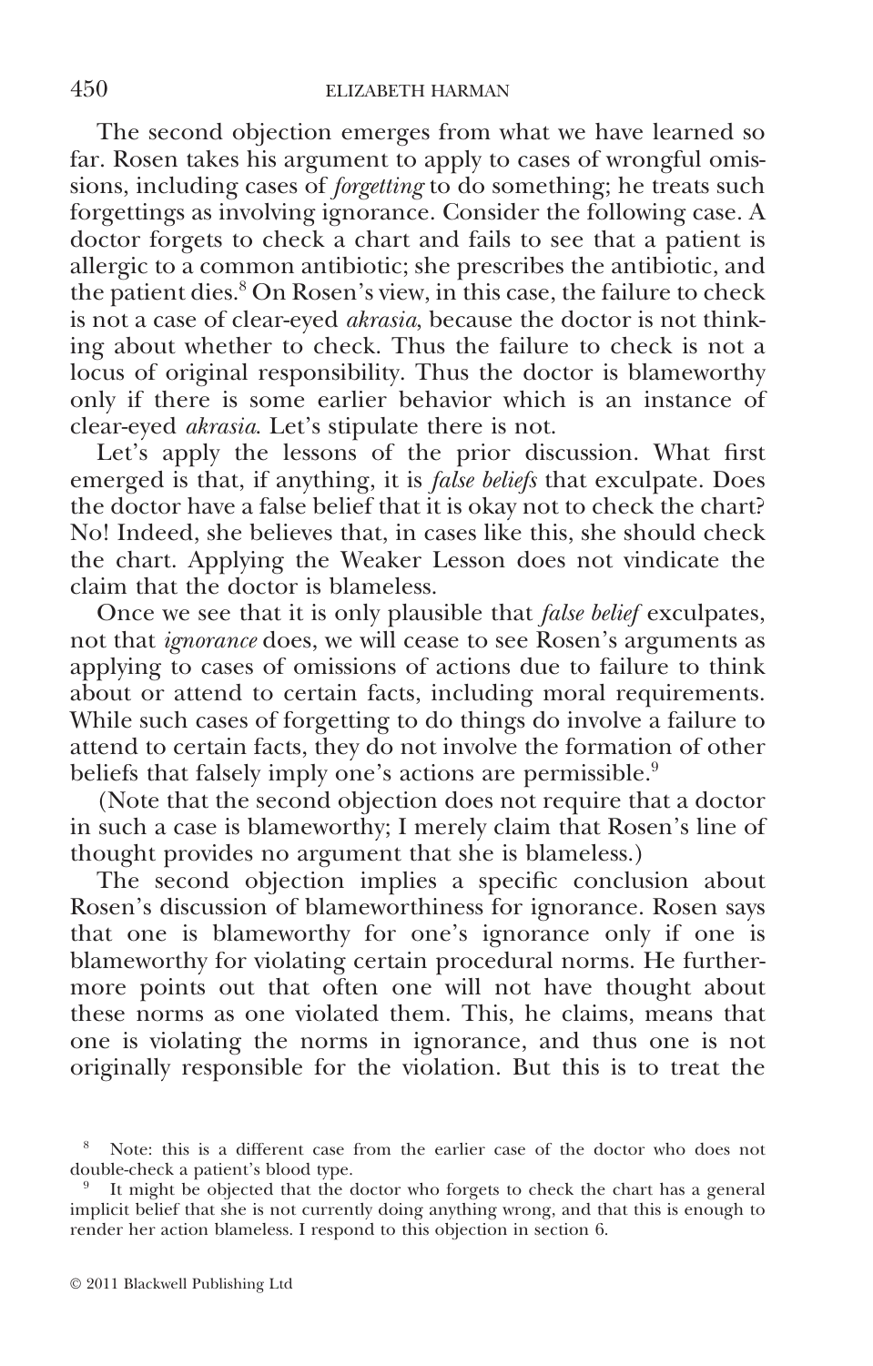The second objection emerges from what we have learned so far. Rosen takes his argument to apply to cases of wrongful omissions, including cases of *forgetting* to do something; he treats such forgettings as involving ignorance. Consider the following case. A doctor forgets to check a chart and fails to see that a patient is allergic to a common antibiotic; she prescribes the antibiotic, and the patient dies.[8] On Rosen's view, in this case, the failure to check is not a case of clear-eyed *akrasia*, because the doctor is not thinking about whether to check. Thus the failure to check is not a locus of original responsibility. Thus the doctor is blameworthy only if there is some earlier behavior which is an instance of clear-eyed *akrasia*. Let's stipulate there is not.

Let's apply the lessons of the prior discussion. What first emerged is that, if anything, it is *false beliefs* that exculpate. Does the doctor have a false belief that it is okay not to check the chart? No! Indeed, she believes that, in cases like this, she should check the chart. Applying the Weaker Lesson does not vindicate the claim that the doctor is blameless.

Once we see that it is only plausible that *false belief* exculpates, not that *ignorance* does, we will cease to see Rosen's arguments as applying to cases of omissions of actions due to failure to think about or attend to certain facts, including moral requirements. While such cases of forgetting to do things do involve a failure to attend to certain facts, they do not involve the formation of other beliefs that falsely imply one's actions are permissible.[9]

(Note that the second objection does not require that a doctor in such a case is blameworthy; I merely claim that Rosen's line of thought provides no argument that she is blameless.)

The second objection implies a specific conclusion about Rosen's discussion of blameworthiness for ignorance. Rosen says that one is blameworthy for one's ignorance only if one is blameworthy for violating certain procedural norms. He furthermore points out that often one will not have thought about these norms as one violated them. This, he claims, means that one is violating the norms in ignorance, and thus one is not originally responsible for the violation. But this is to treat the

[8] Note: this is a different case from the earlier case of the doctor who does not double-check a patient's blood type.

[9] It might be objected that the doctor who forgets to check the chart has a general implicit belief that she is not currently doing anything wrong, and that this is enough to render her action blameless. I respond to this objection in section 6.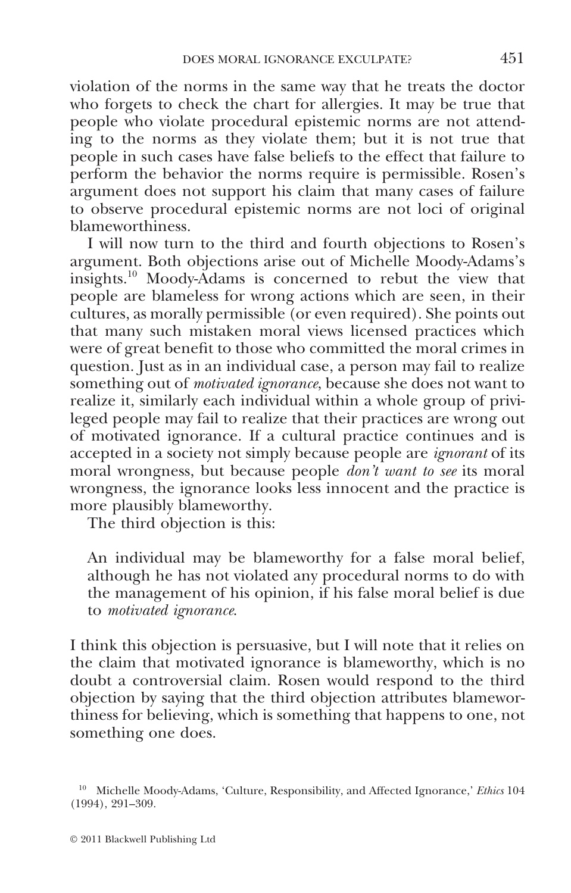violation of the norms in the same way that he treats the doctor who forgets to check the chart for allergies. It may be true that people who violate procedural epistemic norms are not attending to the norms as they violate them; but it is not true that people in such cases have false beliefs to the effect that failure to perform the behavior the norms require is permissible. Rosen's argument does not support his claim that many cases of failure to observe procedural epistemic norms are not loci of original blameworthiness.

I will now turn to the third and fourth objections to Rosen's argument. Both objections arise out of Michelle Moody-Adams's insights.[10] Moody-Adams is concerned to rebut the view that people are blameless for wrong actions which are seen, in their cultures, as morally permissible (or even required). She points out that many such mistaken moral views licensed practices which were of great benefit to those who committed the moral crimes in question. Just as in an individual case, a person may fail to realize something out of *motivated ignorance*, because she does not want to realize it, similarly each individual within a whole group of privileged people may fail to realize that their practices are wrong out of motivated ignorance. If a cultural practice continues and is accepted in a society not simply because people are *ignorant* of its moral wrongness, but because people *don't want to see* its moral wrongness, the ignorance looks less innocent and the practice is more plausibly blameworthy.

The third objection is this:

> An individual may be blameworthy for a false moral belief, although he has not violated any procedural norms to do with the management of his opinion, if his false moral belief is due to *motivated ignorance*.

I think this objection is persuasive, but I will note that it relies on the claim that motivated ignorance is blameworthy, which is no doubt a controversial claim. Rosen would respond to the third objection by saying that the third objection attributes blameworthiness for believing, which is something that happens to one, not something one does.

[10] Michelle Moody-Adams, 'Culture, Responsibility, and Affected Ignorance,' *Ethics* 104 (1994), 291–309.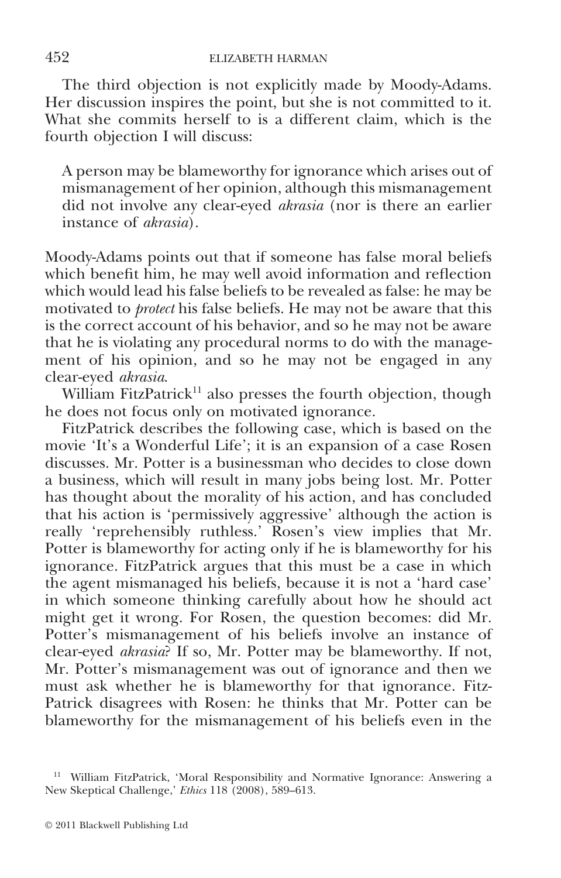The third objection is not explicitly made by Moody-Adams. Her discussion inspires the point, but she is not committed to it. What she commits herself to is a different claim, which is the fourth objection I will discuss:

> A person may be blameworthy for ignorance which arises out of mismanagement of her opinion, although this mismanagement did not involve any clear-eyed *akrasia* (nor is there an earlier instance of *akrasia*).

Moody-Adams points out that if someone has false moral beliefs which benefit him, he may well avoid information and reflection which would lead his false beliefs to be revealed as false: he may be motivated to *protect* his false beliefs. He may not be aware that this is the correct account of his behavior, and so he may not be aware that he is violating any procedural norms to do with the management of his opinion, and so he may not be engaged in any clear-eyed *akrasia*.

William FitzPatrick[11] also presses the fourth objection, though he does not focus only on motivated ignorance.

FitzPatrick describes the following case, which is based on the movie 'It's a Wonderful Life'; it is an expansion of a case Rosen discusses. Mr. Potter is a businessman who decides to close down a business, which will result in many jobs being lost. Mr. Potter has thought about the morality of his action, and has concluded that his action is 'permissively aggressive' although the action is really 'reprehensibly ruthless.' Rosen's view implies that Mr. Potter is blameworthy for acting only if he is blameworthy for his ignorance. FitzPatrick argues that this must be a case in which the agent mismanaged his beliefs, because it is not a 'hard case' in which someone thinking carefully about how he should act might get it wrong. For Rosen, the question becomes: did Mr. Potter's mismanagement of his beliefs involve an instance of clear-eyed *akrasia*? If so, Mr. Potter may be blameworthy. If not, Mr. Potter's mismanagement was out of ignorance and then we must ask whether he is blameworthy for that ignorance. FitzPatrick disagrees with Rosen: he thinks that Mr. Potter can be blameworthy for the mismanagement of his beliefs even in the

[11] William FitzPatrick, 'Moral Responsibility and Normative Ignorance: Answering a New Skeptical Challenge,' *Ethics* 118 (2008), 589–613.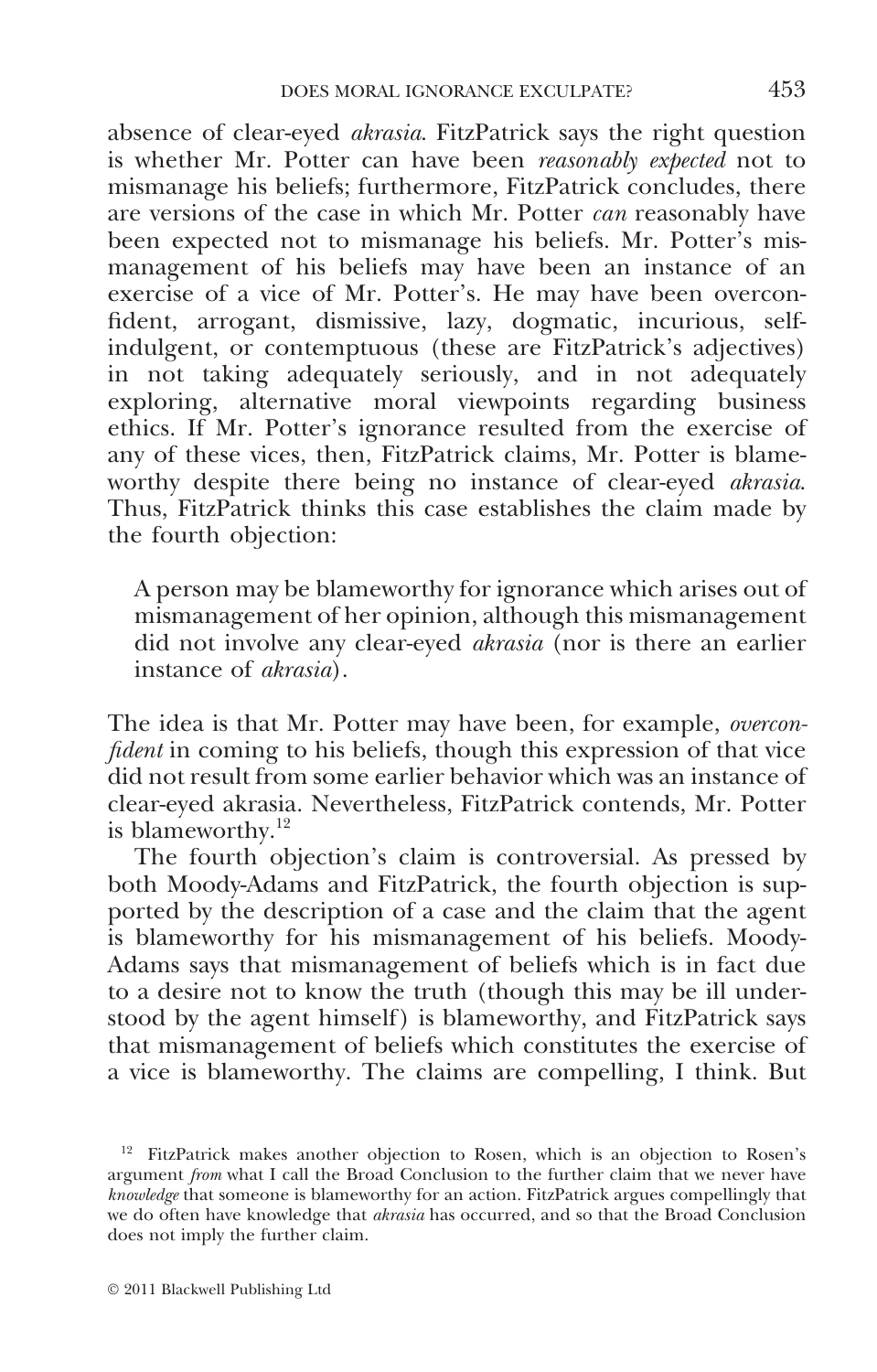absence of clear-eyed *akrasia*. FitzPatrick says the right question is whether Mr. Potter can have been *reasonably expected* not to mismanage his beliefs; furthermore, FitzPatrick concludes, there are versions of the case in which Mr. Potter *can* reasonably have been expected not to mismanage his beliefs. Mr. Potter's mismanagement of his beliefs may have been an instance of an exercise of a vice of Mr. Potter's. He may have been overconfident, arrogant, dismissive, lazy, dogmatic, incurious, self-indulgent, or contemptuous (these are FitzPatrick's adjectives) in not taking adequately seriously, and in not adequately exploring, alternative moral viewpoints regarding business ethics. If Mr. Potter's ignorance resulted from the exercise of any of these vices, then, FitzPatrick claims, Mr. Potter is blameworthy despite there being no instance of clear-eyed *akrasia*. Thus, FitzPatrick thinks this case establishes the claim made by the fourth objection:

> A person may be blameworthy for ignorance which arises out of mismanagement of her opinion, although this mismanagement did not involve any clear-eyed *akrasia* (nor is there an earlier instance of *akrasia*).

The idea is that Mr. Potter may have been, for example, *overconfident* in coming to his beliefs, though this expression of that vice did not result from some earlier behavior which was an instance of clear-eyed akrasia. Nevertheless, FitzPatrick contends, Mr. Potter is blameworthy.[12]

The fourth objection's claim is controversial. As pressed by both Moody-Adams and FitzPatrick, the fourth objection is supported by the description of a case and the claim that the agent is blameworthy for his mismanagement of his beliefs. Moody-Adams says that mismanagement of beliefs which is in fact due to a desire not to know the truth (though this may be ill understood by the agent himself) is blameworthy, and FitzPatrick says that mismanagement of beliefs which constitutes the exercise of a vice is blameworthy. The claims are compelling, I think. But

[12] FitzPatrick makes another objection to Rosen, which is an objection to Rosen's argument *from* what I call the Broad Conclusion to the further claim that we never have *knowledge* that someone is blameworthy for an action. FitzPatrick argues compellingly that we do often have knowledge that *akrasia* has occurred, and so that the Broad Conclusion does not imply the further claim.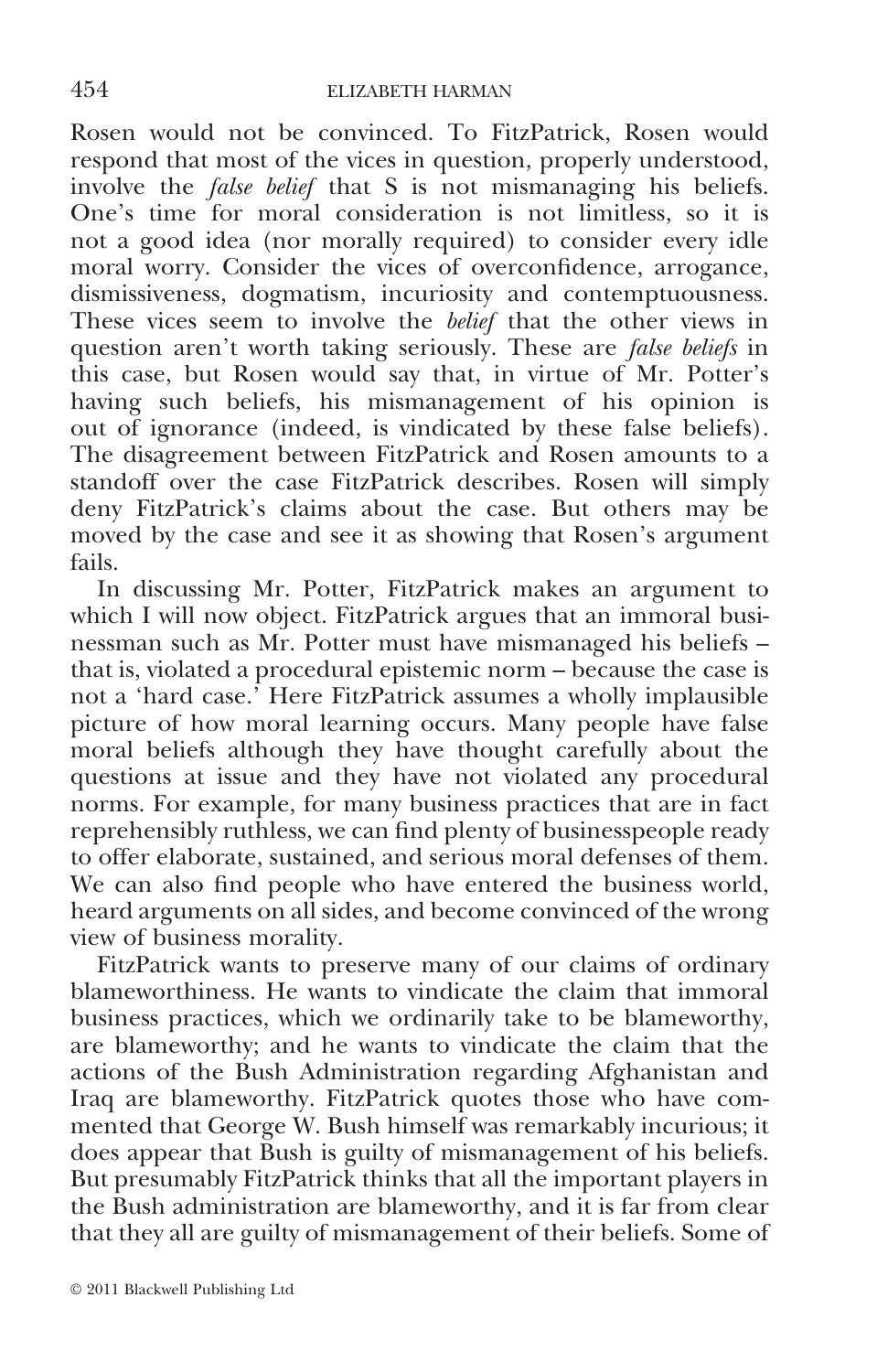Rosen would not be convinced. To FitzPatrick, Rosen would respond that most of the vices in question, properly understood, involve the *false belief* that S is not mismanaging his beliefs. One's time for moral consideration is not limitless, so it is not a good idea (nor morally required) to consider every idle moral worry. Consider the vices of overconfidence, arrogance, dismissiveness, dogmatism, incuriosity and contemptuousness. These vices seem to involve the *belief* that the other views in question aren't worth taking seriously. These are *false beliefs* in this case, but Rosen would say that, in virtue of Mr. Potter's having such beliefs, his mismanagement of his opinion is out of ignorance (indeed, is vindicated by these false beliefs). The disagreement between FitzPatrick and Rosen amounts to a standoff over the case FitzPatrick describes. Rosen will simply deny FitzPatrick's claims about the case. But others may be moved by the case and see it as showing that Rosen's argument fails.

In discussing Mr. Potter, FitzPatrick makes an argument to which I will now object. FitzPatrick argues that an immoral businessman such as Mr. Potter must have mismanaged his beliefs – that is, violated a procedural epistemic norm – because the case is not a 'hard case.' Here FitzPatrick assumes a wholly implausible picture of how moral learning occurs. Many people have false moral beliefs although they have thought carefully about the questions at issue and they have not violated any procedural norms. For example, for many business practices that are in fact reprehensibly ruthless, we can find plenty of businesspeople ready to offer elaborate, sustained, and serious moral defenses of them. We can also find people who have entered the business world, heard arguments on all sides, and become convinced of the wrong view of business morality.

FitzPatrick wants to preserve many of our claims of ordinary blameworthiness. He wants to vindicate the claim that immoral business practices, which we ordinarily take to be blameworthy, are blameworthy; and he wants to vindicate the claim that the actions of the Bush Administration regarding Afghanistan and Iraq are blameworthy. FitzPatrick quotes those who have commented that George W. Bush himself was remarkably incurious; it does appear that Bush is guilty of mismanagement of his beliefs. But presumably FitzPatrick thinks that all the important players in the Bush administration are blameworthy, and it is far from clear that they all are guilty of mismanagement of their beliefs. Some of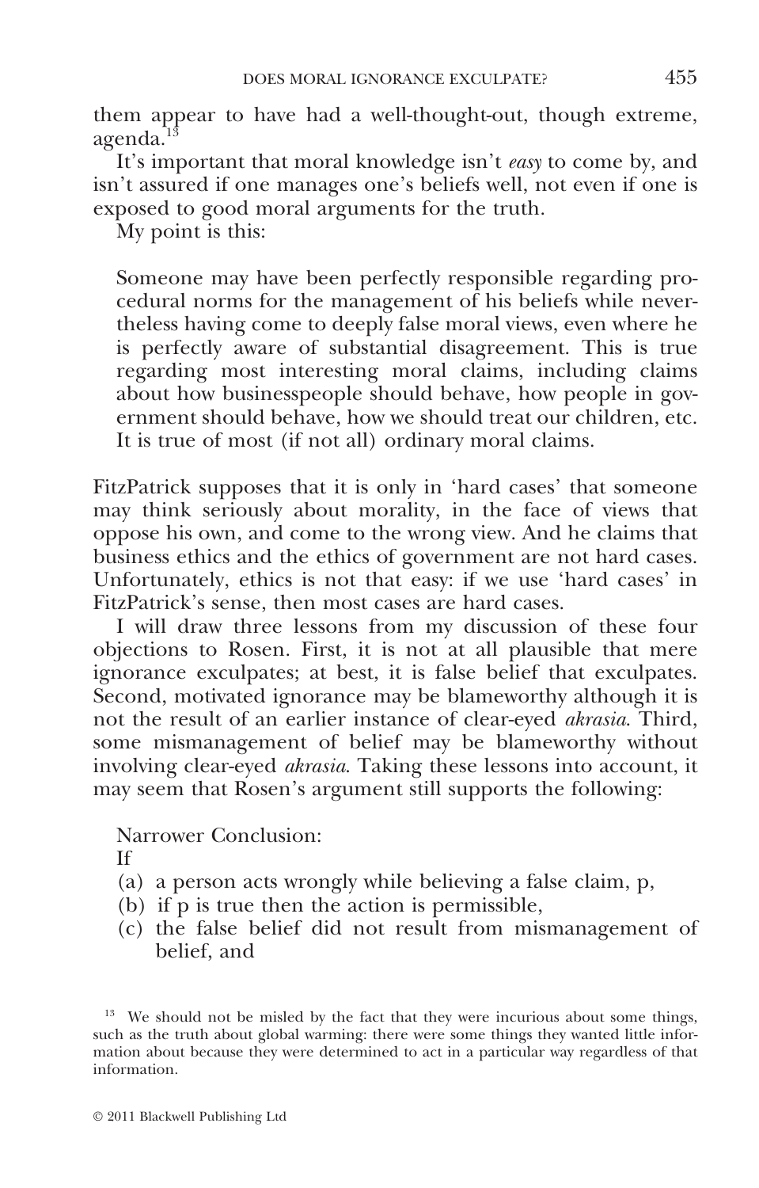them appear to have had a well-thought-out, though extreme, agenda.[13]

It's important that moral knowledge isn't *easy* to come by, and isn't assured if one manages one's beliefs well, not even if one is exposed to good moral arguments for the truth.

My point is this:

> Someone may have been perfectly responsible regarding procedural norms for the management of his beliefs while nevertheless having come to deeply false moral views, even where he is perfectly aware of substantial disagreement. This is true regarding most interesting moral claims, including claims about how businesspeople should behave, how people in government should behave, how we should treat our children, etc. It is true of most (if not all) ordinary moral claims.

FitzPatrick supposes that it is only in 'hard cases' that someone may think seriously about morality, in the face of views that oppose his own, and come to the wrong view. And he claims that business ethics and the ethics of government are not hard cases. Unfortunately, ethics is not that easy: if we use 'hard cases' in FitzPatrick's sense, then most cases are hard cases.

I will draw three lessons from my discussion of these four objections to Rosen. First, it is not at all plausible that mere ignorance exculpates; at best, it is false belief that exculpates. Second, motivated ignorance may be blameworthy although it is not the result of an earlier instance of clear-eyed *akrasia*. Third, some mismanagement of belief may be blameworthy without involving clear-eyed *akrasia*. Taking these lessons into account, it may seem that Rosen's argument still supports the following:

Narrower Conclusion:

If

(a) a person acts wrongly while believing a false claim, p,
(b) if p is true then the action is permissible,
(c) the false belief did not result from mismanagement of belief, and

[13] We should not be misled by the fact that they were incurious about some things, such as the truth about global warming: there were some things they wanted little information about because they were determined to act in a particular way regardless of that information.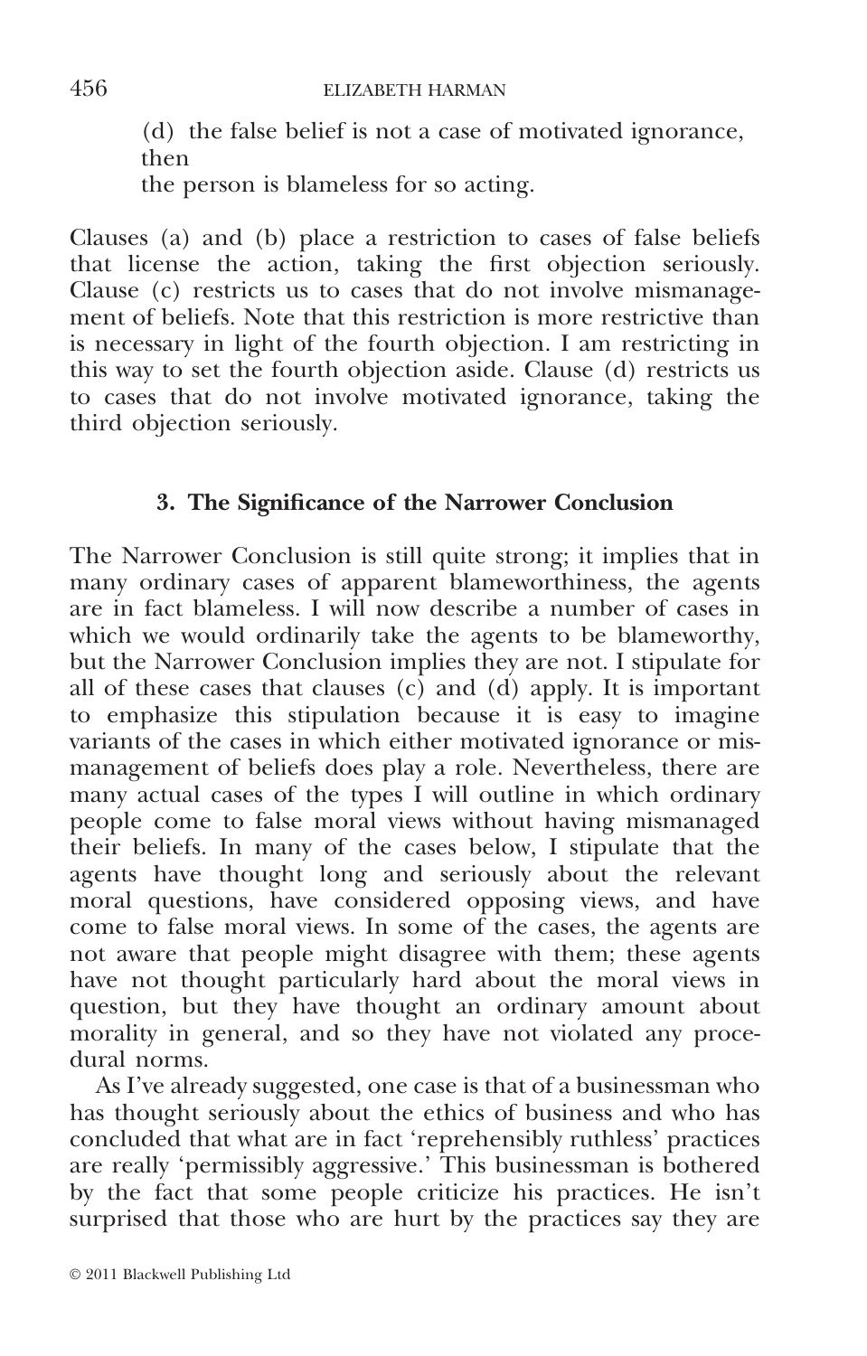(d) the false belief is not a case of motivated ignorance, then
the person is blameless for so acting.

Clauses (a) and (b) place a restriction to cases of false beliefs that license the action, taking the first objection seriously. Clause (c) restricts us to cases that do not involve mismanagement of beliefs. Note that this restriction is more restrictive than is necessary in light of the fourth objection. I am restricting in this way to set the fourth objection aside. Clause (d) restricts us to cases that do not involve motivated ignorance, taking the third objection seriously.

### 3. The Significance of the Narrower Conclusion

The Narrower Conclusion is still quite strong; it implies that in many ordinary cases of apparent blameworthiness, the agents are in fact blameless. I will now describe a number of cases in which we would ordinarily take the agents to be blameworthy, but the Narrower Conclusion implies they are not. I stipulate for all of these cases that clauses (c) and (d) apply. It is important to emphasize this stipulation because it is easy to imagine variants of the cases in which either motivated ignorance or mismanagement of beliefs does play a role. Nevertheless, there are many actual cases of the types I will outline in which ordinary people come to false moral views without having mismanaged their beliefs. In many of the cases below, I stipulate that the agents have thought long and seriously about the relevant moral questions, have considered opposing views, and have come to false moral views. In some of the cases, the agents are not aware that people might disagree with them; these agents have not thought particularly hard about the moral views in question, but they have thought an ordinary amount about morality in general, and so they have not violated any procedural norms.

As I've already suggested, one case is that of a businessman who has thought seriously about the ethics of business and who has concluded that what are in fact 'reprehensibly ruthless' practices are really 'permissibly aggressive.' This businessman is bothered by the fact that some people criticize his practices. He isn't surprised that those who are hurt by the practices say they are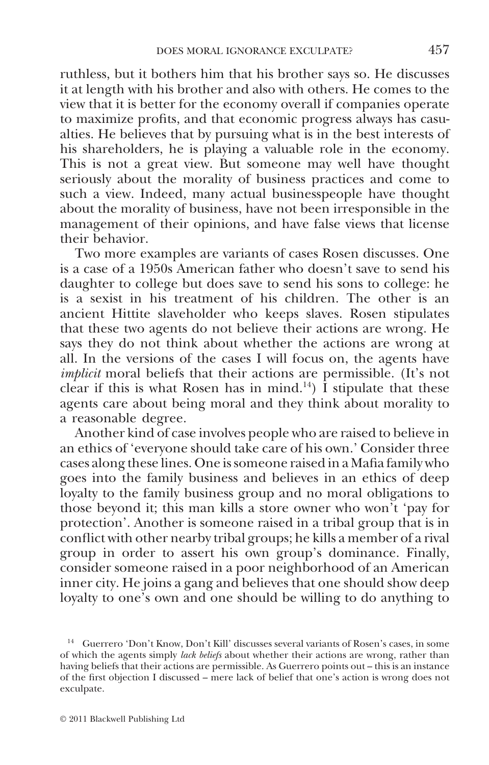ruthless, but it bothers him that his brother says so. He discusses it at length with his brother and also with others. He comes to the view that it is better for the economy overall if companies operate to maximize profits, and that economic progress always has casualties. He believes that by pursuing what is in the best interests of his shareholders, he is playing a valuable role in the economy. This is not a great view. But someone may well have thought seriously about the morality of business practices and come to such a view. Indeed, many actual businesspeople have thought about the morality of business, have not been irresponsible in the management of their opinions, and have false views that license their behavior.

Two more examples are variants of cases Rosen discusses. One is a case of a 1950s American father who doesn't save to send his daughter to college but does save to send his sons to college: he is a sexist in his treatment of his children. The other is an ancient Hittite slaveholder who keeps slaves. Rosen stipulates that these two agents do not believe their actions are wrong. He says they do not think about whether the actions are wrong at all. In the versions of the cases I will focus on, the agents have *implicit* moral beliefs that their actions are permissible. (It's not clear if this is what Rosen has in mind.[14]) I stipulate that these agents care about being moral and they think about morality to a reasonable degree.

Another kind of case involves people who are raised to believe in an ethics of 'everyone should take care of his own.' Consider three cases along these lines. One is someone raised in a Mafia family who goes into the family business and believes in an ethics of deep loyalty to the family business group and no moral obligations to those beyond it; this man kills a store owner who won't 'pay for protection'. Another is someone raised in a tribal group that is in conflict with other nearby tribal groups; he kills a member of a rival group in order to assert his own group's dominance. Finally, consider someone raised in a poor neighborhood of an American inner city. He joins a gang and believes that one should show deep loyalty to one's own and one should be willing to do anything to

[14] Guerrero 'Don't Know, Don't Kill' discusses several variants of Rosen's cases, in some of which the agents simply *lack beliefs* about whether their actions are wrong, rather than having beliefs that their actions are permissible. As Guerrero points out – this is an instance of the first objection I discussed – mere lack of belief that one's action is wrong does not exculpate.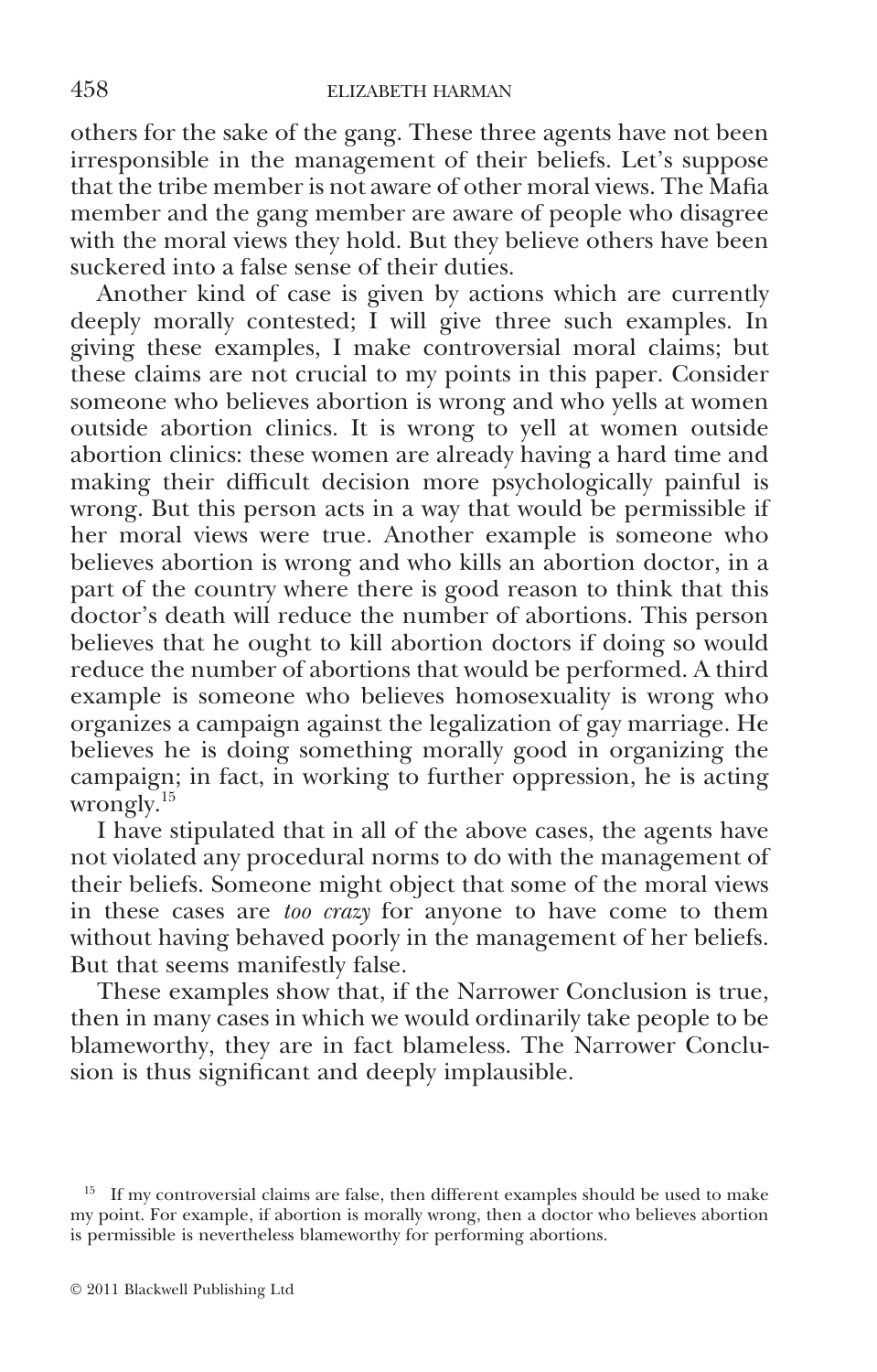others for the sake of the gang. These three agents have not been irresponsible in the management of their beliefs. Let's suppose that the tribe member is not aware of other moral views. The Mafia member and the gang member are aware of people who disagree with the moral views they hold. But they believe others have been suckered into a false sense of their duties.

Another kind of case is given by actions which are currently deeply morally contested; I will give three such examples. In giving these examples, I make controversial moral claims; but these claims are not crucial to my points in this paper. Consider someone who believes abortion is wrong and who yells at women outside abortion clinics. It is wrong to yell at women outside abortion clinics: these women are already having a hard time and making their difficult decision more psychologically painful is wrong. But this person acts in a way that would be permissible if her moral views were true. Another example is someone who believes abortion is wrong and who kills an abortion doctor, in a part of the country where there is good reason to think that this doctor's death will reduce the number of abortions. This person believes that he ought to kill abortion doctors if doing so would reduce the number of abortions that would be performed. A third example is someone who believes homosexuality is wrong who organizes a campaign against the legalization of gay marriage. He believes he is doing something morally good in organizing the campaign; in fact, in working to further oppression, he is acting wrongly.[15]

I have stipulated that in all of the above cases, the agents have not violated any procedural norms to do with the management of their beliefs. Someone might object that some of the moral views in these cases are *too crazy* for anyone to have come to them without having behaved poorly in the management of her beliefs. But that seems manifestly false.

These examples show that, if the Narrower Conclusion is true, then in many cases in which we would ordinarily take people to be blameworthy, they are in fact blameless. The Narrower Conclusion is thus significant and deeply implausible.

[15] If my controversial claims are false, then different examples should be used to make my point. For example, if abortion is morally wrong, then a doctor who believes abortion is permissible is nevertheless blameworthy for performing abortions.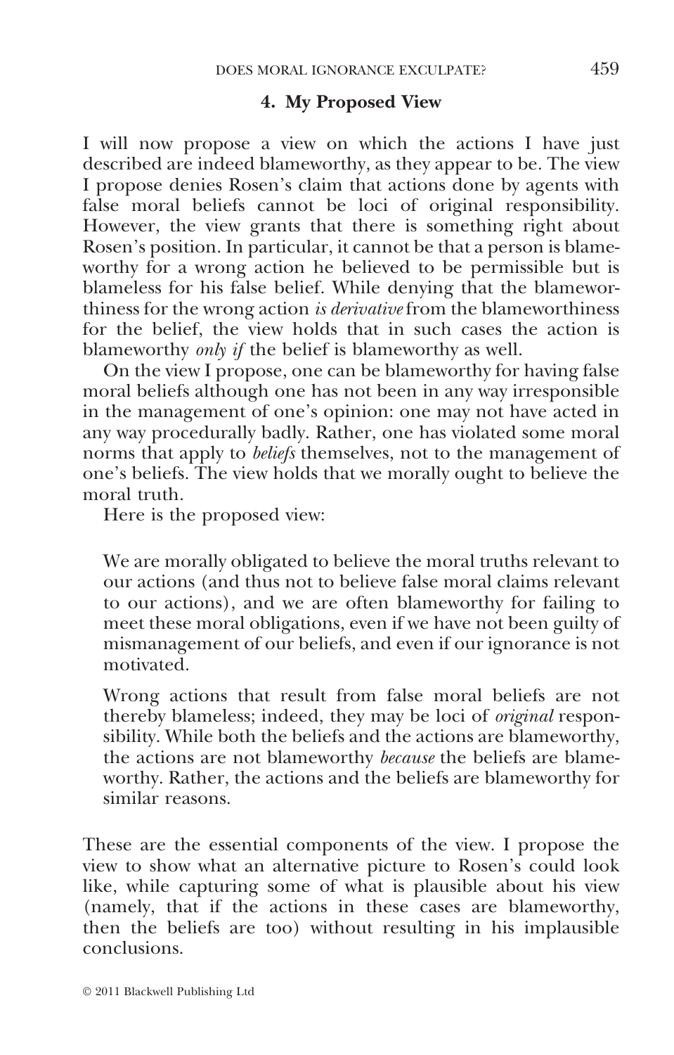## 4. My Proposed View

I will now propose a view on which the actions I have just described are indeed blameworthy, as they appear to be. The view I propose denies Rosen's claim that actions done by agents with false moral beliefs cannot be loci of original responsibility. However, the view grants that there is something right about Rosen's position. In particular, it cannot be that a person is blameworthy for a wrong action he believed to be permissible but is blameless for his false belief. While denying that the blameworthiness for the wrong action *is derivative* from the blameworthiness for the belief, the view holds that in such cases the action is blameworthy *only if* the belief is blameworthy as well.

On the view I propose, one can be blameworthy for having false moral beliefs although one has not been in any way irresponsible in the management of one's opinion: one may not have acted in any way procedurally badly. Rather, one has violated some moral norms that apply to *beliefs* themselves, not to the management of one's beliefs. The view holds that we morally ought to believe the moral truth.

Here is the proposed view:

> We are morally obligated to believe the moral truths relevant to our actions (and thus not to believe false moral claims relevant to our actions), and we are often blameworthy for failing to meet these moral obligations, even if we have not been guilty of mismanagement of our beliefs, and even if our ignorance is not motivated.
>
> Wrong actions that result from false moral beliefs are not thereby blameless; indeed, they may be loci of *original* responsibility. While both the beliefs and the actions are blameworthy, the actions are not blameworthy *because* the beliefs are blameworthy. Rather, the actions and the beliefs are blameworthy for similar reasons.

These are the essential components of the view. I propose the view to show what an alternative picture to Rosen's could look like, while capturing some of what is plausible about his view (namely, that if the actions in these cases are blameworthy, then the beliefs are too) without resulting in his implausible conclusions.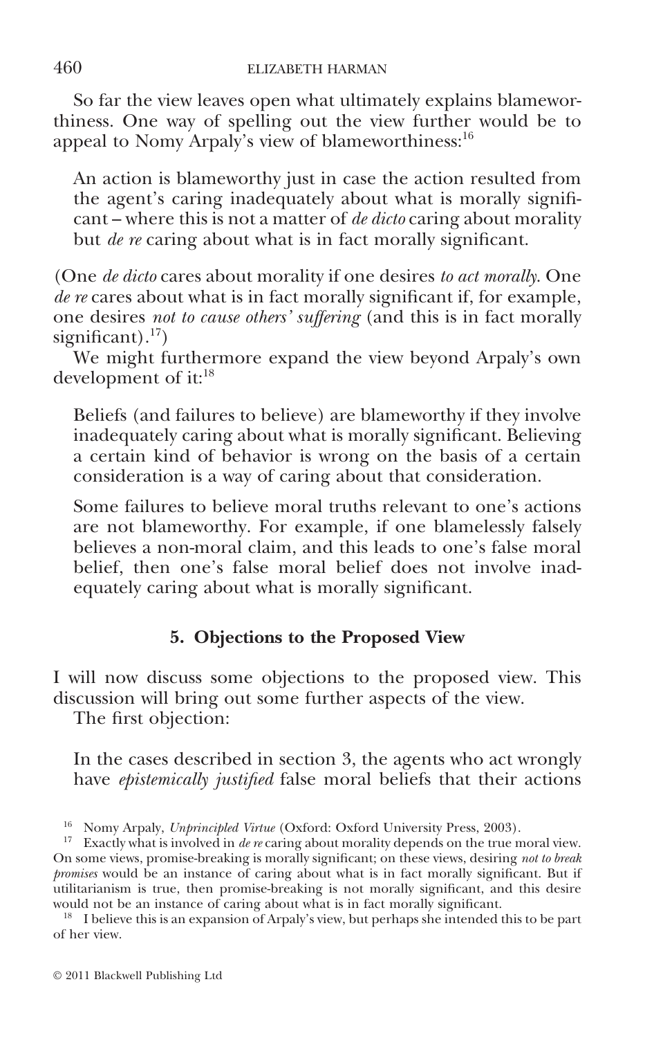So far the view leaves open what ultimately explains blameworthiness. One way of spelling out the view further would be to appeal to Nomy Arpaly's view of blameworthiness:[16]

> An action is blameworthy just in case the action resulted from the agent's caring inadequately about what is morally significant – where this is not a matter of *de dicto* caring about morality but *de re* caring about what is in fact morally significant.

(One *de dicto* cares about morality if one desires *to act morally*. One *de re* cares about what is in fact morally significant if, for example, one desires *not to cause others' suffering* (and this is in fact morally significant).[17])

We might furthermore expand the view beyond Arpaly's own development of it:[18]

> Beliefs (and failures to believe) are blameworthy if they involve inadequately caring about what is morally significant. Believing a certain kind of behavior is wrong on the basis of a certain consideration is a way of caring about that consideration.
>
> Some failures to believe moral truths relevant to one's actions are not blameworthy. For example, if one blamelessly falsely believes a non-moral claim, and this leads to one's false moral belief, then one's false moral belief does not involve inadequately caring about what is morally significant.

## 5. Objections to the Proposed View

I will now discuss some objections to the proposed view. This discussion will bring out some further aspects of the view.

The first objection:

> In the cases described in section 3, the agents who act wrongly have *epistemically justified* false moral beliefs that their actions

[16] Nomy Arpaly, *Unprincipled Virtue* (Oxford: Oxford University Press, 2003).

[17] Exactly what is involved in *de re* caring about morality depends on the true moral view. On some views, promise-breaking is morally significant; on these views, desiring *not to break promises* would be an instance of caring about what is in fact morally significant. But if utilitarianism is true, then promise-breaking is not morally significant, and this desire would not be an instance of caring about what is in fact morally significant.

[18] I believe this is an expansion of Arpaly's view, but perhaps she intended this to be part of her view.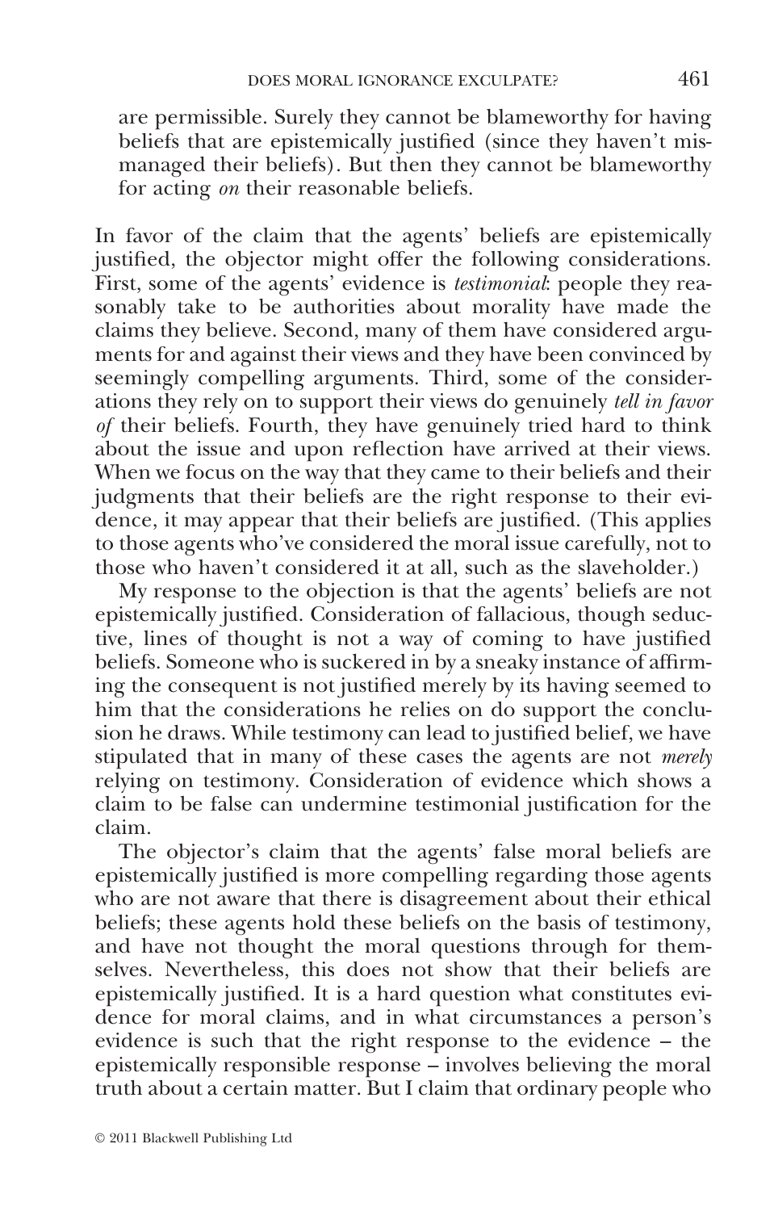are permissible. Surely they cannot be blameworthy for having beliefs that are epistemically justified (since they haven't mismanaged their beliefs). But then they cannot be blameworthy for acting *on* their reasonable beliefs.

In favor of the claim that the agents' beliefs are epistemically justified, the objector might offer the following considerations. First, some of the agents' evidence is *testimonial*: people they reasonably take to be authorities about morality have made the claims they believe. Second, many of them have considered arguments for and against their views and they have been convinced by seemingly compelling arguments. Third, some of the considerations they rely on to support their views do genuinely *tell in favor of* their beliefs. Fourth, they have genuinely tried hard to think about the issue and upon reflection have arrived at their views. When we focus on the way that they came to their beliefs and their judgments that their beliefs are the right response to their evidence, it may appear that their beliefs are justified. (This applies to those agents who've considered the moral issue carefully, not to those who haven't considered it at all, such as the slaveholder.)

My response to the objection is that the agents' beliefs are not epistemically justified. Consideration of fallacious, though seductive, lines of thought is not a way of coming to have justified beliefs. Someone who is suckered in by a sneaky instance of affirming the consequent is not justified merely by its having seemed to him that the considerations he relies on do support the conclusion he draws. While testimony can lead to justified belief, we have stipulated that in many of these cases the agents are not *merely* relying on testimony. Consideration of evidence which shows a claim to be false can undermine testimonial justification for the claim.

The objector's claim that the agents' false moral beliefs are epistemically justified is more compelling regarding those agents who are not aware that there is disagreement about their ethical beliefs; these agents hold these beliefs on the basis of testimony, and have not thought the moral questions through for themselves. Nevertheless, this does not show that their beliefs are epistemically justified. It is a hard question what constitutes evidence for moral claims, and in what circumstances a person's evidence is such that the right response to the evidence – the epistemically responsible response – involves believing the moral truth about a certain matter. But I claim that ordinary people who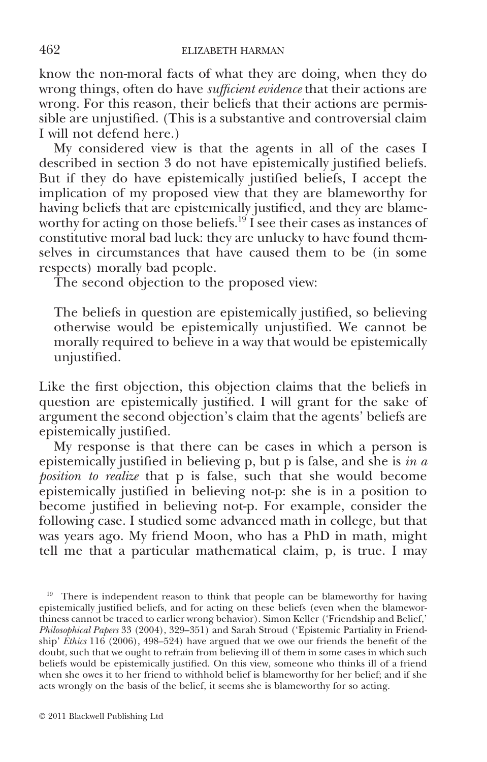know the non-moral facts of what they are doing, when they do wrong things, often do have *sufficient evidence* that their actions are wrong. For this reason, their beliefs that their actions are permissible are unjustified. (This is a substantive and controversial claim I will not defend here.)

My considered view is that the agents in all of the cases I described in section 3 do not have epistemically justified beliefs. But if they do have epistemically justified beliefs, I accept the implication of my proposed view that they are blameworthy for having beliefs that are epistemically justified, and they are blameworthy for acting on those beliefs.[19] I see their cases as instances of constitutive moral bad luck: they are unlucky to have found themselves in circumstances that have caused them to be (in some respects) morally bad people.

The second objection to the proposed view:

> The beliefs in question are epistemically justified, so believing otherwise would be epistemically unjustified. We cannot be morally required to believe in a way that would be epistemically unjustified.

Like the first objection, this objection claims that the beliefs in question are epistemically justified. I will grant for the sake of argument the second objection's claim that the agents' beliefs are epistemically justified.

My response is that there can be cases in which a person is epistemically justified in believing p, but p is false, and she is *in a position to realize* that p is false, such that she would become epistemically justified in believing not-p: she is in a position to become justified in believing not-p. For example, consider the following case. I studied some advanced math in college, but that was years ago. My friend Moon, who has a PhD in math, might tell me that a particular mathematical claim, p, is true. I may

[19] There is independent reason to think that people can be blameworthy for having epistemically justified beliefs, and for acting on these beliefs (even when the blameworthiness cannot be traced to earlier wrong behavior). Simon Keller ('Friendship and Belief,' *Philosophical Papers* 33 (2004), 329–351) and Sarah Stroud ('Epistemic Partiality in Friendship' *Ethics* 116 (2006), 498–524) have argued that we owe our friends the benefit of the doubt, such that we ought to refrain from believing ill of them in some cases in which such beliefs would be epistemically justified. On this view, someone who thinks ill of a friend when she owes it to her friend to withhold belief is blameworthy for her belief; and if she acts wrongly on the basis of the belief, it seems she is blameworthy for so acting.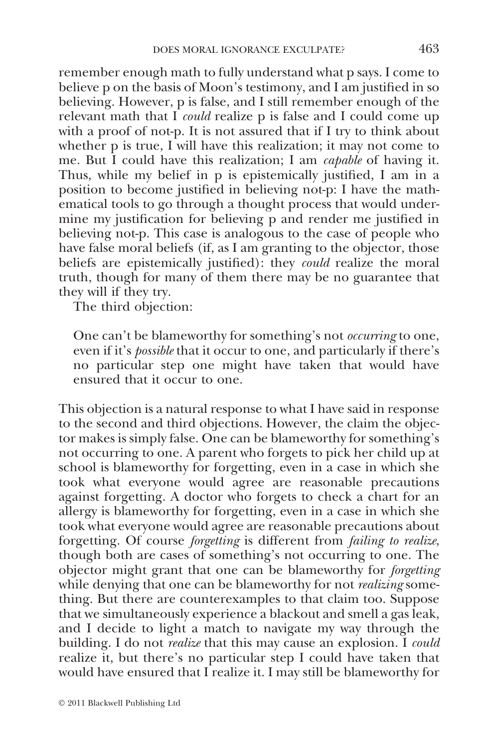remember enough math to fully understand what p says. I come to believe p on the basis of Moon's testimony, and I am justified in so believing. However, p is false, and I still remember enough of the relevant math that I *could* realize p is false and I could come up with a proof of not-p. It is not assured that if I try to think about whether p is true, I will have this realization; it may not come to me. But I could have this realization; I am *capable* of having it. Thus, while my belief in p is epistemically justified, I am in a position to become justified in believing not-p: I have the mathematical tools to go through a thought process that would undermine my justification for believing p and render me justified in believing not-p. This case is analogous to the case of people who have false moral beliefs (if, as I am granting to the objector, those beliefs are epistemically justified): they *could* realize the moral truth, though for many of them there may be no guarantee that they will if they try.

The third objection:

> One can't be blameworthy for something's not *occurring* to one, even if it's *possible* that it occur to one, and particularly if there's no particular step one might have taken that would have ensured that it occur to one.

This objection is a natural response to what I have said in response to the second and third objections. However, the claim the objector makes is simply false. One can be blameworthy for something's not occurring to one. A parent who forgets to pick her child up at school is blameworthy for forgetting, even in a case in which she took what everyone would agree are reasonable precautions against forgetting. A doctor who forgets to check a chart for an allergy is blameworthy for forgetting, even in a case in which she took what everyone would agree are reasonable precautions about forgetting. Of course *forgetting* is different from *failing to realize*, though both are cases of something's not occurring to one. The objector might grant that one can be blameworthy for *forgetting* while denying that one can be blameworthy for not *realizing* something. But there are counterexamples to that claim too. Suppose that we simultaneously experience a blackout and smell a gas leak, and I decide to light a match to navigate my way through the building. I do not *realize* that this may cause an explosion. I *could* realize it, but there's no particular step I could have taken that would have ensured that I realize it. I may still be blameworthy for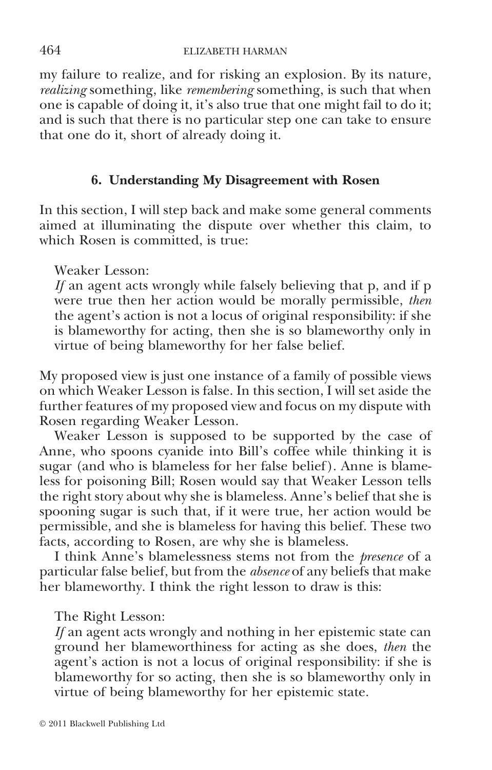my failure to realize, and for risking an explosion. By its nature, *realizing* something, like *remembering* something, is such that when one is capable of doing it, it's also true that one might fail to do it; and is such that there is no particular step one can take to ensure that one do it, short of already doing it.

## 6. Understanding My Disagreement with Rosen

In this section, I will step back and make some general comments aimed at illuminating the dispute over whether this claim, to which Rosen is committed, is true:

> Weaker Lesson:
> *If* an agent acts wrongly while falsely believing that p, and if p were true then her action would be morally permissible, *then* the agent's action is not a locus of original responsibility: if she is blameworthy for acting, then she is so blameworthy only in virtue of being blameworthy for her false belief.

My proposed view is just one instance of a family of possible views on which Weaker Lesson is false. In this section, I will set aside the further features of my proposed view and focus on my dispute with Rosen regarding Weaker Lesson.

Weaker Lesson is supposed to be supported by the case of Anne, who spoons cyanide into Bill's coffee while thinking it is sugar (and who is blameless for her false belief). Anne is blameless for poisoning Bill; Rosen would say that Weaker Lesson tells the right story about why she is blameless. Anne's belief that she is spooning sugar is such that, if it were true, her action would be permissible, and she is blameless for having this belief. These two facts, according to Rosen, are why she is blameless.

I think Anne's blamelessness stems not from the *presence* of a particular false belief, but from the *absence* of any beliefs that make her blameworthy. I think the right lesson to draw is this:

> The Right Lesson:
> *If* an agent acts wrongly and nothing in her epistemic state can ground her blameworthiness for acting as she does, *then* the agent's action is not a locus of original responsibility: if she is blameworthy for so acting, then she is so blameworthy only in virtue of being blameworthy for her epistemic state.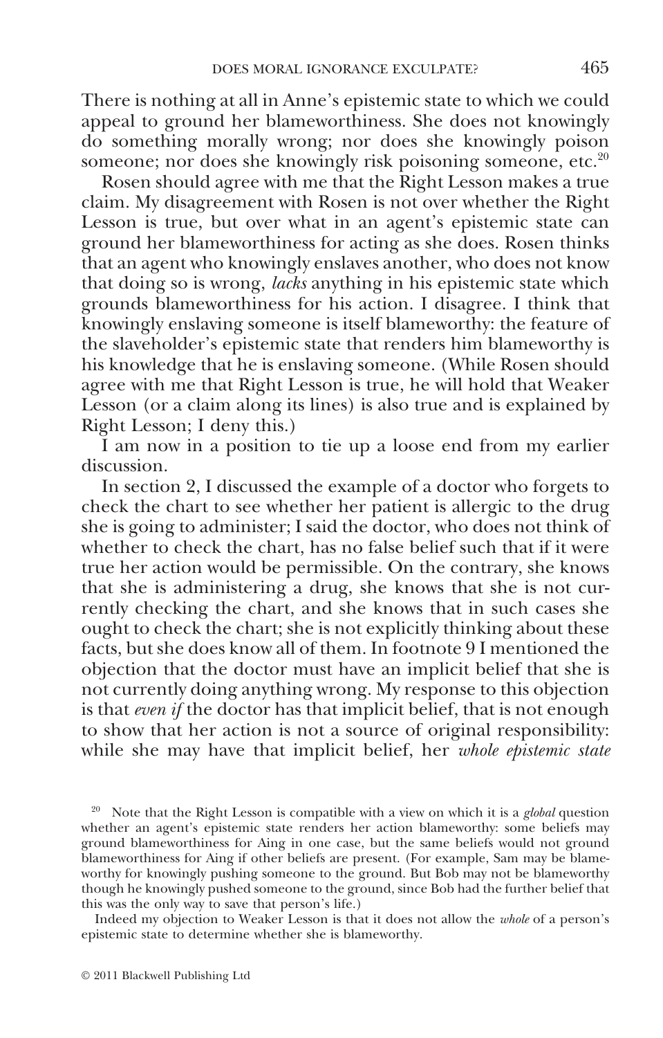There is nothing at all in Anne's epistemic state to which we could appeal to ground her blameworthiness. She does not knowingly do something morally wrong; nor does she knowingly poison someone; nor does she knowingly risk poisoning someone, etc.[20]

Rosen should agree with me that the Right Lesson makes a true claim. My disagreement with Rosen is not over whether the Right Lesson is true, but over what in an agent's epistemic state can ground her blameworthiness for acting as she does. Rosen thinks that an agent who knowingly enslaves another, who does not know that doing so is wrong, *lacks* anything in his epistemic state which grounds blameworthiness for his action. I disagree. I think that knowingly enslaving someone is itself blameworthy: the feature of the slaveholder's epistemic state that renders him blameworthy is his knowledge that he is enslaving someone. (While Rosen should agree with me that Right Lesson is true, he will hold that Weaker Lesson (or a claim along its lines) is also true and is explained by Right Lesson; I deny this.)

I am now in a position to tie up a loose end from my earlier discussion.

In section 2, I discussed the example of a doctor who forgets to check the chart to see whether her patient is allergic to the drug she is going to administer; I said the doctor, who does not think of whether to check the chart, has no false belief such that if it were true her action would be permissible. On the contrary, she knows that she is administering a drug, she knows that she is not currently checking the chart, and she knows that in such cases she ought to check the chart; she is not explicitly thinking about these facts, but she does know all of them. In footnote 9 I mentioned the objection that the doctor must have an implicit belief that she is not currently doing anything wrong. My response to this objection is that *even if* the doctor has that implicit belief, that is not enough to show that her action is not a source of original responsibility: while she may have that implicit belief, her *whole epistemic state*

[20] Note that the Right Lesson is compatible with a view on which it is a *global* question whether an agent's epistemic state renders her action blameworthy: some beliefs may ground blameworthiness for Aing in one case, but the same beliefs would not ground blameworthiness for Aing if other beliefs are present. (For example, Sam may be blameworthy for knowingly pushing someone to the ground. But Bob may not be blameworthy though he knowingly pushed someone to the ground, since Bob had the further belief that this was the only way to save that person's life.)

Indeed my objection to Weaker Lesson is that it does not allow the *whole* of a person's epistemic state to determine whether she is blameworthy.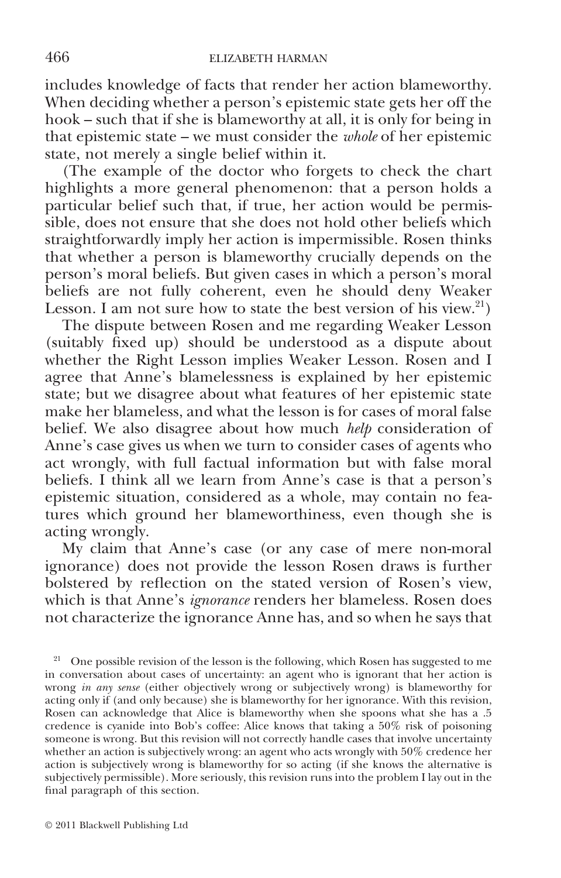includes knowledge of facts that render her action blameworthy. When deciding whether a person's epistemic state gets her off the hook – such that if she is blameworthy at all, it is only for being in that epistemic state – we must consider the *whole* of her epistemic state, not merely a single belief within it.

(The example of the doctor who forgets to check the chart highlights a more general phenomenon: that a person holds a particular belief such that, if true, her action would be permissible, does not ensure that she does not hold other beliefs which straightforwardly imply her action is impermissible. Rosen thinks that whether a person is blameworthy crucially depends on the person's moral beliefs. But given cases in which a person's moral beliefs are not fully coherent, even he should deny Weaker Lesson. I am not sure how to state the best version of his view.[21])

The dispute between Rosen and me regarding Weaker Lesson (suitably fixed up) should be understood as a dispute about whether the Right Lesson implies Weaker Lesson. Rosen and I agree that Anne's blamelessness is explained by her epistemic state; but we disagree about what features of her epistemic state make her blameless, and what the lesson is for cases of moral false belief. We also disagree about how much *help* consideration of Anne's case gives us when we turn to consider cases of agents who act wrongly, with full factual information but with false moral beliefs. I think all we learn from Anne's case is that a person's epistemic situation, considered as a whole, may contain no features which ground her blameworthiness, even though she is acting wrongly.

My claim that Anne's case (or any case of mere non-moral ignorance) does not provide the lesson Rosen draws is further bolstered by reflection on the stated version of Rosen's view, which is that Anne's *ignorance* renders her blameless. Rosen does not characterize the ignorance Anne has, and so when he says that

[21] One possible revision of the lesson is the following, which Rosen has suggested to me in conversation about cases of uncertainty: an agent who is ignorant that her action is wrong *in any sense* (either objectively wrong or subjectively wrong) is blameworthy for acting only if (and only because) she is blameworthy for her ignorance. With this revision, Rosen can acknowledge that Alice is blameworthy when she spoons what she has a .5 credence is cyanide into Bob's coffee: Alice knows that taking a 50% risk of poisoning someone is wrong. But this revision will not correctly handle cases that involve uncertainty whether an action is subjectively wrong: an agent who acts wrongly with 50% credence her action is subjectively wrong is blameworthy for so acting (if she knows the alternative is subjectively permissible). More seriously, this revision runs into the problem I lay out in the final paragraph of this section.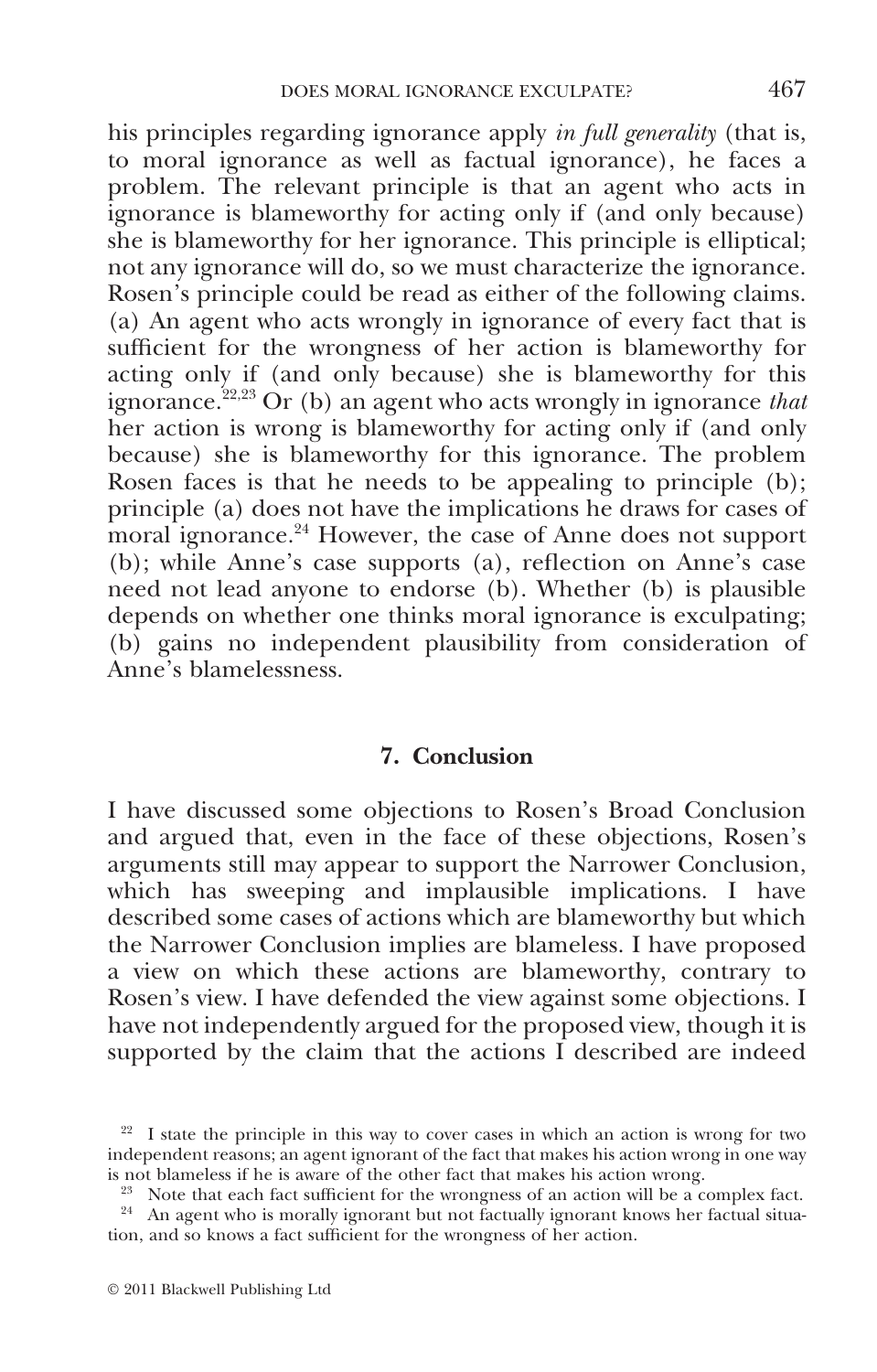his principles regarding ignorance apply *in full generality* (that is, to moral ignorance as well as factual ignorance), he faces a problem. The relevant principle is that an agent who acts in ignorance is blameworthy for acting only if (and only because) she is blameworthy for her ignorance. This principle is elliptical; not any ignorance will do, so we must characterize the ignorance. Rosen's principle could be read as either of the following claims. (a) An agent who acts wrongly in ignorance of every fact that is sufficient for the wrongness of her action is blameworthy for acting only if (and only because) she is blameworthy for this ignorance.[22,23] Or (b) an agent who acts wrongly in ignorance *that* her action is wrong is blameworthy for acting only if (and only because) she is blameworthy for this ignorance. The problem Rosen faces is that he needs to be appealing to principle (b); principle (a) does not have the implications he draws for cases of moral ignorance.[24] However, the case of Anne does not support (b); while Anne's case supports (a), reflection on Anne's case need not lead anyone to endorse (b). Whether (b) is plausible depends on whether one thinks moral ignorance is exculpating; (b) gains no independent plausibility from consideration of Anne's blamelessness.

## 7. Conclusion

I have discussed some objections to Rosen's Broad Conclusion and argued that, even in the face of these objections, Rosen's arguments still may appear to support the Narrower Conclusion, which has sweeping and implausible implications. I have described some cases of actions which are blameworthy but which the Narrower Conclusion implies are blameless. I have proposed a view on which these actions are blameworthy, contrary to Rosen's view. I have defended the view against some objections. I have not independently argued for the proposed view, though it is supported by the claim that the actions I described are indeed

[22] I state the principle in this way to cover cases in which an action is wrong for two independent reasons; an agent ignorant of the fact that makes his action wrong in one way is not blameless if he is aware of the other fact that makes his action wrong.

[23] Note that each fact sufficient for the wrongness of an action will be a complex fact.

[24] An agent who is morally ignorant but not factually ignorant knows her factual situation, and so knows a fact sufficient for the wrongness of her action.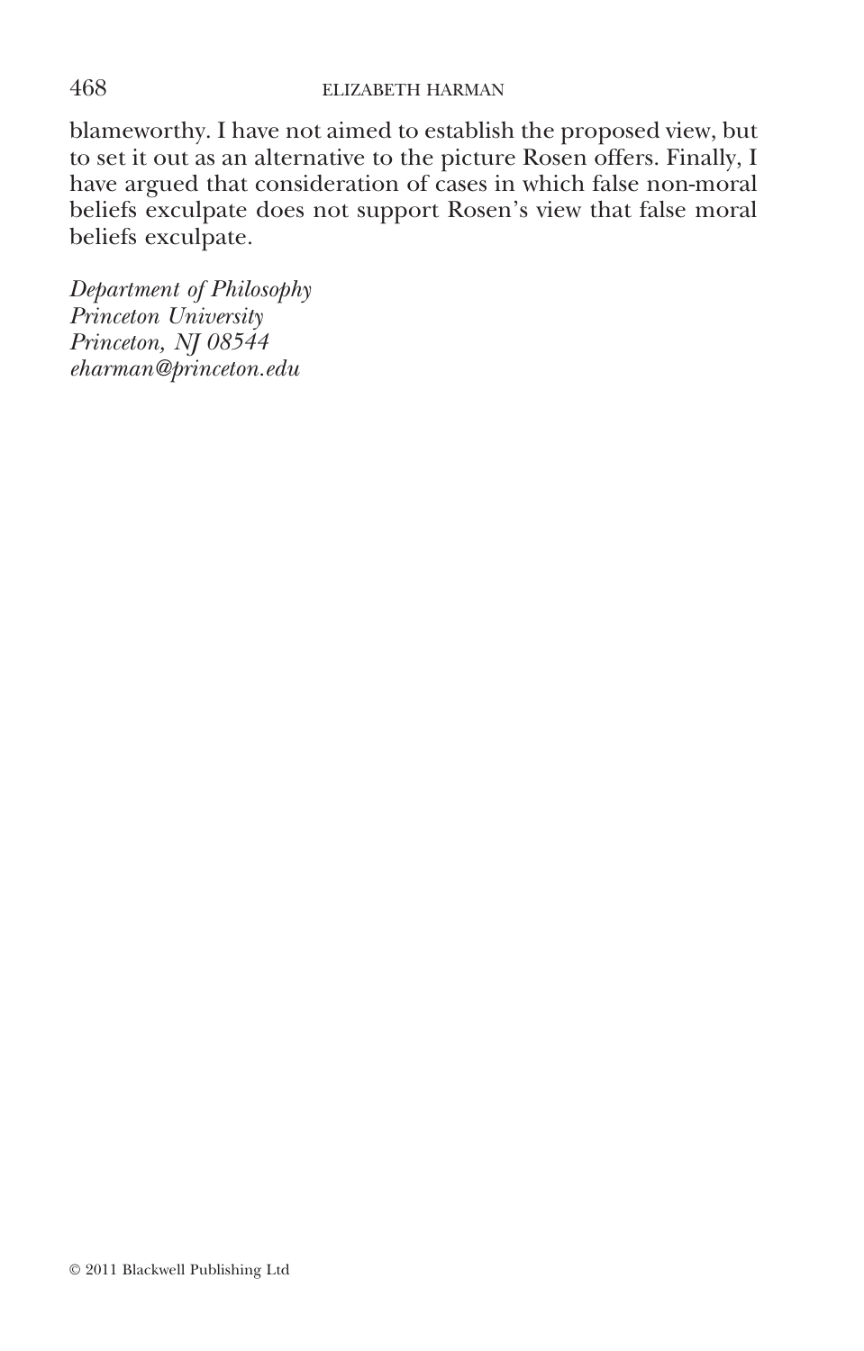blameworthy. I have not aimed to establish the proposed view, but to set it out as an alternative to the picture Rosen offers. Finally, I have argued that consideration of cases in which false non-moral beliefs exculpate does not support Rosen's view that false moral beliefs exculpate.

*Department of Philosophy*
*Princeton University*
*Princeton, NJ 08544*
*eharman@princeton.edu*

© 2011 Blackwell Publishing Ltd